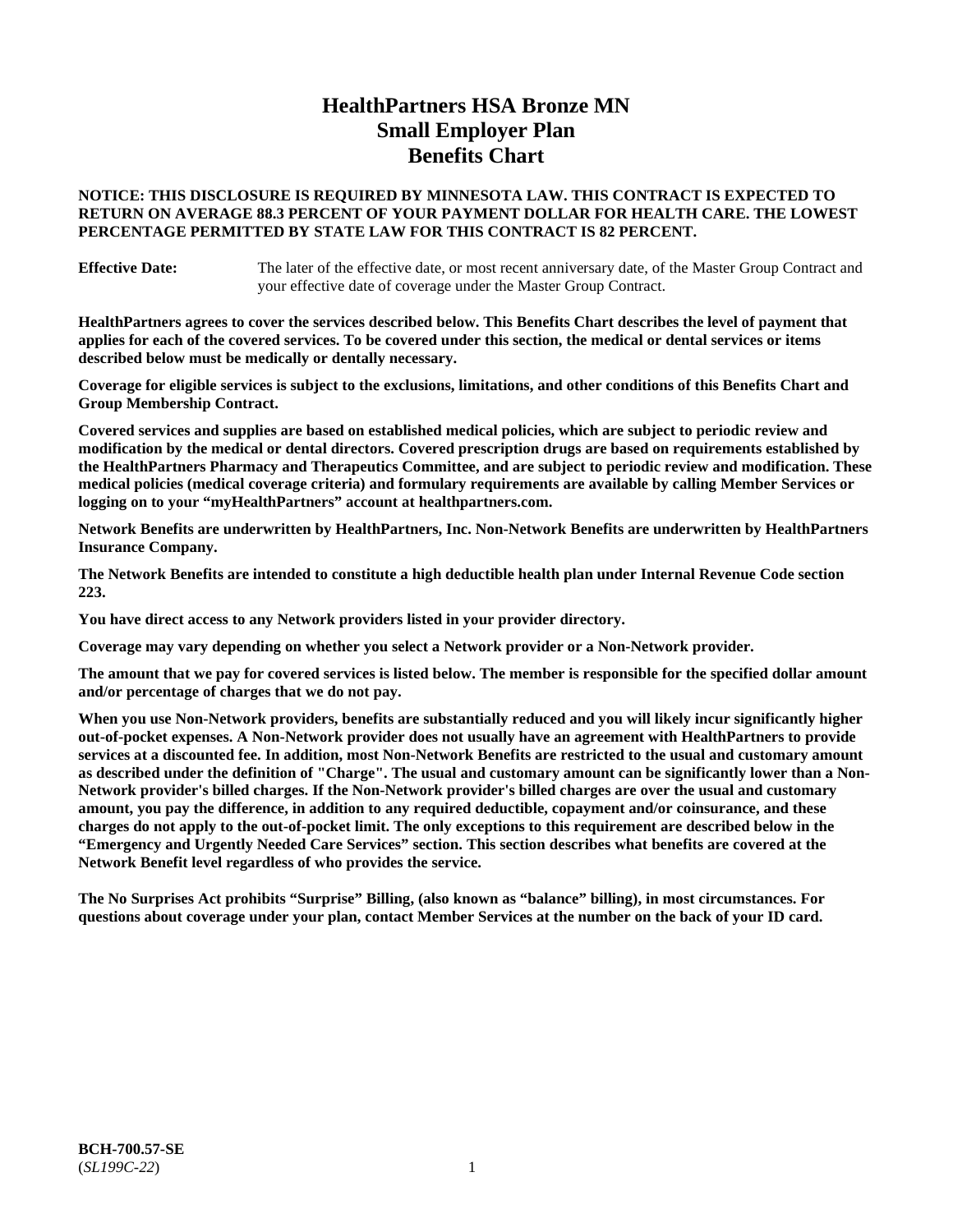# HealthPartners HSA Bronze MN Small Employer Plan Benefits Chart

**NOTICE: THIS DISCLOSURE IS REQUIRED BY MINNESOTA LAW. THIS CONTRACT IS EXPECTED TO RETURN ON AVERAGE 88.3 PERCENT OF YOUR PAYMENT DOLLAR FOR HEALTH CARE. THE LOWEST PERCENTAGE PERMITTED BY STATE LAW FOR THIS CONTRACT IS 82 PERCENT.**

**Effective Date:** The later of the effective date, or most recent anniversary date, of the Master Group Contract and your effective date of coverage under the Master Group Contract.

**HealthPartners agrees to cover the services described below. This Benefits Chart describes the level of payment that applies for each of the covered services. To be covered under this section, the medical or dental services or items described below must be medically or dentally necessary.**

**Coverage for eligible services is subject to the exclusions, limitations, and other conditions of this Benefits Chart and Group Membership Contract.**

**Covered services and supplies are based on established medical policies, which are subject to periodic review and modification by the medical or dental directors. Covered prescription drugs are based on requirements established by the HealthPartners Pharmacy and Therapeutics Committee, and are subject to periodic review and modification. These medical policies (medical coverage criteria) and formulary requirements are available by calling Member Services or logging on to your "myHealthPartners" account at healthpartners.com.**

**Network Benefits are underwritten by HealthPartners, Inc. Non-Network Benefits are underwritten by HealthPartners Insurance Company.**

**The Network Benefits are intended to constitute a high deductible health plan under Internal Revenue Code section 223.**

**You have direct access to any Network providers listed in your provider directory.**

**Coverage may vary depending on whether you select a Network provider or a Non-Network provider.**

**The amount that we pay for covered services is listed below. The member is responsible for the specified dollar amount and/or percentage of charges that we do not pay.**

**When you use Non-Network providers, benefits are substantially reduced and you will likely incur significantly higher out-of-pocket expenses. A Non-Network provider does not usually have an agreement with HealthPartners to provide services at a discounted fee. In addition, most Non-Network Benefits are restricted to the usual and customary amount as described under the definition of "Charge". The usual and customary amount can be significantly lower than a Non-Network provider's billed charges. If the Non-Network provider's billed charges are over the usual and customary amount, you pay the difference, in addition to any required deductible, copayment and/or coinsurance, and these charges do not apply to the out-of-pocket limit. The only exceptions to this requirement are described below in the "Emergency and Urgently Needed Care Services" section. This section describes what benefits are covered at the Network Benefit level regardless of who provides the service.**

**The No Surprises Act prohibits "Surprise" Billing, (also known as "balance" billing), in most circumstances. For questions about coverage under your plan, contact Member Services at the number on the back of your ID card.**

**BCH-700.57-SE**
(*SL199C-22*)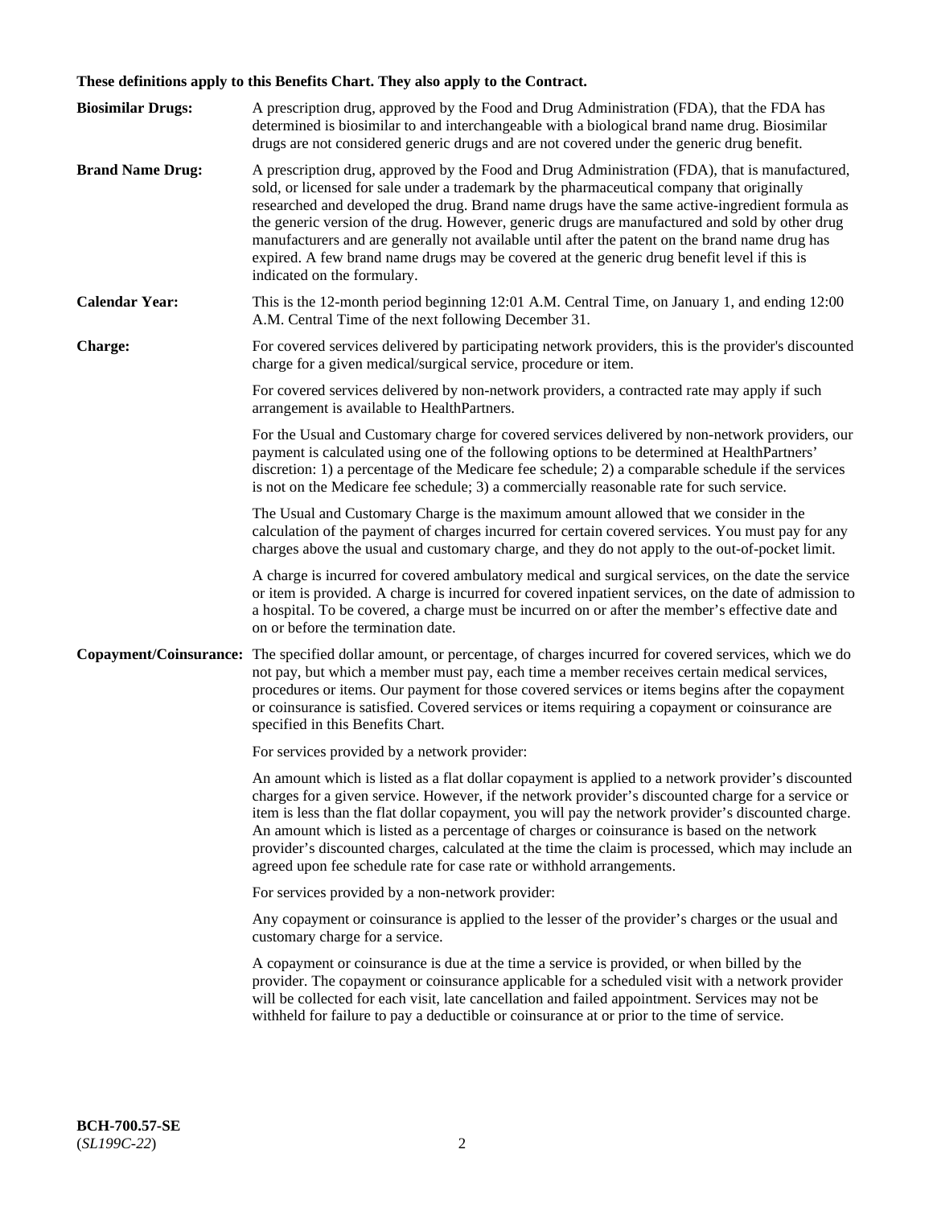**These definitions apply to this Benefits Chart. They also apply to the Contract.**

**Biosimilar Drugs:** A prescription drug, approved by the Food and Drug Administration (FDA), that the FDA has determined is biosimilar to and interchangeable with a biological brand name drug. Biosimilar drugs are not considered generic drugs and are not covered under the generic drug benefit.

**Brand Name Drug:** A prescription drug, approved by the Food and Drug Administration (FDA), that is manufactured, sold, or licensed for sale under a trademark by the pharmaceutical company that originally researched and developed the drug. Brand name drugs have the same active-ingredient formula as the generic version of the drug. However, generic drugs are manufactured and sold by other drug manufacturers and are generally not available until after the patent on the brand name drug has expired. A few brand name drugs may be covered at the generic drug benefit level if this is indicated on the formulary.

**Calendar Year:** This is the 12-month period beginning 12:01 A.M. Central Time, on January 1, and ending 12:00 A.M. Central Time of the next following December 31.

**Charge:** For covered services delivered by participating network providers, this is the provider's discounted charge for a given medical/surgical service, procedure or item.

For covered services delivered by non-network providers, a contracted rate may apply if such arrangement is available to HealthPartners.

For the Usual and Customary charge for covered services delivered by non-network providers, our payment is calculated using one of the following options to be determined at HealthPartners' discretion: 1) a percentage of the Medicare fee schedule; 2) a comparable schedule if the services is not on the Medicare fee schedule; 3) a commercially reasonable rate for such service.

The Usual and Customary Charge is the maximum amount allowed that we consider in the calculation of the payment of charges incurred for certain covered services. You must pay for any charges above the usual and customary charge, and they do not apply to the out-of-pocket limit.

A charge is incurred for covered ambulatory medical and surgical services, on the date the service or item is provided. A charge is incurred for covered inpatient services, on the date of admission to a hospital. To be covered, a charge must be incurred on or after the member's effective date and on or before the termination date.

**Copayment/Coinsurance:** The specified dollar amount, or percentage, of charges incurred for covered services, which we do not pay, but which a member must pay, each time a member receives certain medical services, procedures or items. Our payment for those covered services or items begins after the copayment or coinsurance is satisfied. Covered services or items requiring a copayment or coinsurance are specified in this Benefits Chart.

For services provided by a network provider:

An amount which is listed as a flat dollar copayment is applied to a network provider's discounted charges for a given service. However, if the network provider's discounted charge for a service or item is less than the flat dollar copayment, you will pay the network provider's discounted charge. An amount which is listed as a percentage of charges or coinsurance is based on the network provider's discounted charges, calculated at the time the claim is processed, which may include an agreed upon fee schedule rate for case rate or withhold arrangements.

For services provided by a non-network provider:

Any copayment or coinsurance is applied to the lesser of the provider's charges or the usual and customary charge for a service.

A copayment or coinsurance is due at the time a service is provided, or when billed by the provider. The copayment or coinsurance applicable for a scheduled visit with a network provider will be collected for each visit, late cancellation and failed appointment. Services may not be withheld for failure to pay a deductible or coinsurance at or prior to the time of service.

**BCH-700.57-SE**
(*SL199C-22*)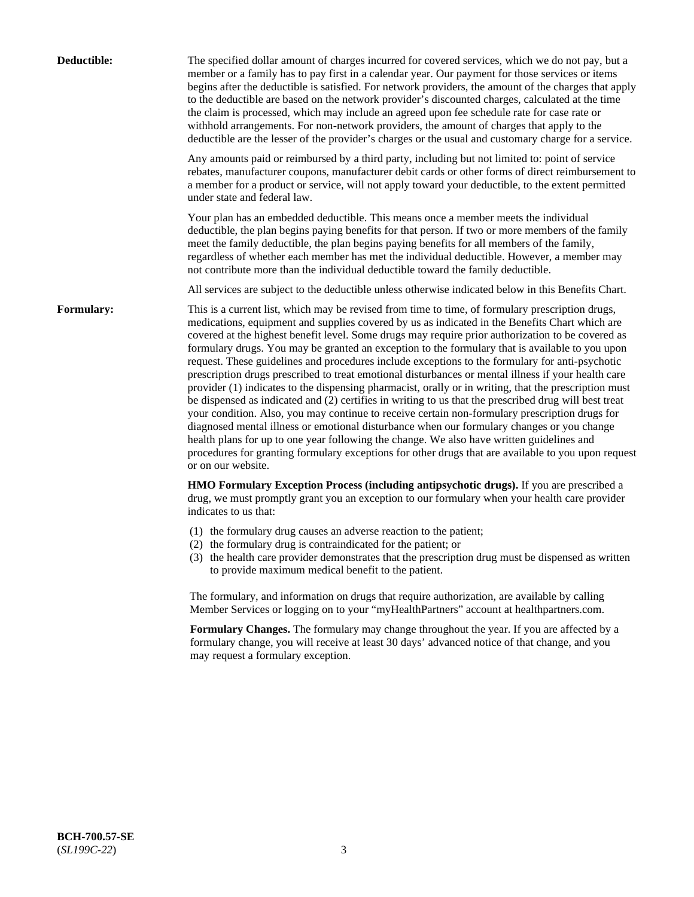**Deductible:** The specified dollar amount of charges incurred for covered services, which we do not pay, but a member or a family has to pay first in a calendar year. Our payment for those services or items begins after the deductible is satisfied. For network providers, the amount of the charges that apply to the deductible are based on the network provider's discounted charges, calculated at the time the claim is processed, which may include an agreed upon fee schedule rate for case rate or withhold arrangements. For non-network providers, the amount of charges that apply to the deductible are the lesser of the provider's charges or the usual and customary charge for a service.

Any amounts paid or reimbursed by a third party, including but not limited to: point of service rebates, manufacturer coupons, manufacturer debit cards or other forms of direct reimbursement to a member for a product or service, will not apply toward your deductible, to the extent permitted under state and federal law.

Your plan has an embedded deductible. This means once a member meets the individual deductible, the plan begins paying benefits for that person. If two or more members of the family meet the family deductible, the plan begins paying benefits for all members of the family, regardless of whether each member has met the individual deductible. However, a member may not contribute more than the individual deductible toward the family deductible.

All services are subject to the deductible unless otherwise indicated below in this Benefits Chart.

**Formulary:** This is a current list, which may be revised from time to time, of formulary prescription drugs, medications, equipment and supplies covered by us as indicated in the Benefits Chart which are covered at the highest benefit level. Some drugs may require prior authorization to be covered as formulary drugs. You may be granted an exception to the formulary that is available to you upon request. These guidelines and procedures include exceptions to the formulary for anti-psychotic prescription drugs prescribed to treat emotional disturbances or mental illness if your health care provider (1) indicates to the dispensing pharmacist, orally or in writing, that the prescription must be dispensed as indicated and (2) certifies in writing to us that the prescribed drug will best treat your condition. Also, you may continue to receive certain non-formulary prescription drugs for diagnosed mental illness or emotional disturbance when our formulary changes or you change health plans for up to one year following the change. We also have written guidelines and procedures for granting formulary exceptions for other drugs that are available to you upon request or on our website.

**HMO Formulary Exception Process (including antipsychotic drugs).** If you are prescribed a drug, we must promptly grant you an exception to our formulary when your health care provider indicates to us that:

(1) the formulary drug causes an adverse reaction to the patient;
(2) the formulary drug is contraindicated for the patient; or
(3) the health care provider demonstrates that the prescription drug must be dispensed as written to provide maximum medical benefit to the patient.

The formulary, and information on drugs that require authorization, are available by calling Member Services or logging on to your "myHealthPartners" account at healthpartners.com.

**Formulary Changes.** The formulary may change throughout the year. If you are affected by a formulary change, you will receive at least 30 days' advanced notice of that change, and you may request a formulary exception.

**BCH-700.57-SE**
(*SL199C-22*)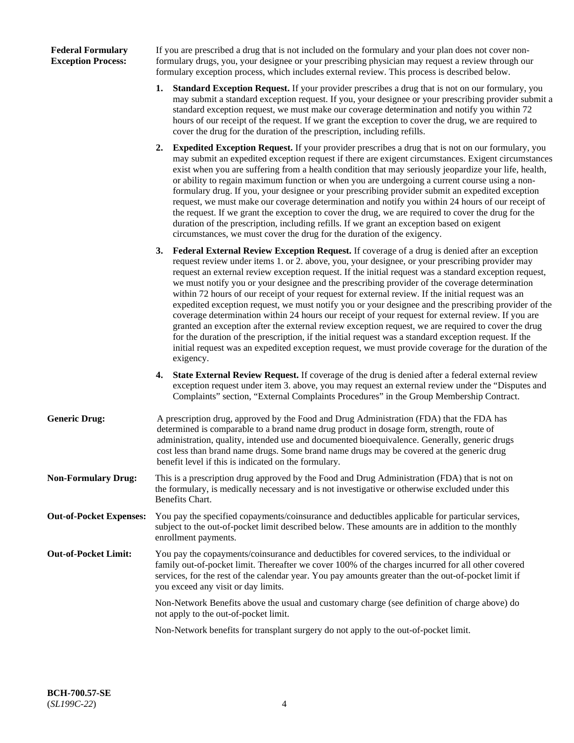**Federal Formulary Exception Process:** If you are prescribed a drug that is not included on the formulary and your plan does not cover non-formulary drugs, you, your designee or your prescribing physician may request a review through our formulary exception process, which includes external review. This process is described below.

1. **Standard Exception Request.** If your provider prescribes a drug that is not on our formulary, you may submit a standard exception request. If you, your designee or your prescribing provider submit a standard exception request, we must make our coverage determination and notify you within 72 hours of our receipt of the request. If we grant the exception to cover the drug, we are required to cover the drug for the duration of the prescription, including refills.
2. **Expedited Exception Request.** If your provider prescribes a drug that is not on our formulary, you may submit an expedited exception request if there are exigent circumstances. Exigent circumstances exist when you are suffering from a health condition that may seriously jeopardize your life, health, or ability to regain maximum function or when you are undergoing a current course using a non-formulary drug. If you, your designee or your prescribing provider submit an expedited exception request, we must make our coverage determination and notify you within 24 hours of our receipt of the request. If we grant the exception to cover the drug, we are required to cover the drug for the duration of the prescription, including refills. If we grant an exception based on exigent circumstances, we must cover the drug for the duration of the exigency.
3. **Federal External Review Exception Request.** If coverage of a drug is denied after an exception request review under items 1. or 2. above, you, your designee, or your prescribing provider may request an external review exception request. If the initial request was a standard exception request, we must notify you or your designee and the prescribing provider of the coverage determination within 72 hours of our receipt of your request for external review. If the initial request was an expedited exception request, we must notify you or your designee and the prescribing provider of the coverage determination within 24 hours our receipt of your request for external review. If you are granted an exception after the external review exception request, we are required to cover the drug for the duration of the prescription, if the initial request was a standard exception request. If the initial request was an expedited exception request, we must provide coverage for the duration of the exigency.
4. **State External Review Request.** If coverage of the drug is denied after a federal external review exception request under item 3. above, you may request an external review under the "Disputes and Complaints" section, "External Complaints Procedures" in the Group Membership Contract.

**Generic Drug:** A prescription drug, approved by the Food and Drug Administration (FDA) that the FDA has determined is comparable to a brand name drug product in dosage form, strength, route of administration, quality, intended use and documented bioequivalence. Generally, generic drugs cost less than brand name drugs. Some brand name drugs may be covered at the generic drug benefit level if this is indicated on the formulary.

**Non-Formulary Drug:** This is a prescription drug approved by the Food and Drug Administration (FDA) that is not on the formulary, is medically necessary and is not investigative or otherwise excluded under this Benefits Chart.

**Out-of-Pocket Expenses:** You pay the specified copayments/coinsurance and deductibles applicable for particular services, subject to the out-of-pocket limit described below. These amounts are in addition to the monthly enrollment payments.

**Out-of-Pocket Limit:** You pay the copayments/coinsurance and deductibles for covered services, to the individual or family out-of-pocket limit. Thereafter we cover 100% of the charges incurred for all other covered services, for the rest of the calendar year. You pay amounts greater than the out-of-pocket limit if you exceed any visit or day limits.

Non-Network Benefits above the usual and customary charge (see definition of charge above) do not apply to the out-of-pocket limit.

Non-Network benefits for transplant surgery do not apply to the out-of-pocket limit.

**BCH-700.57-SE**
(*SL199C-22*)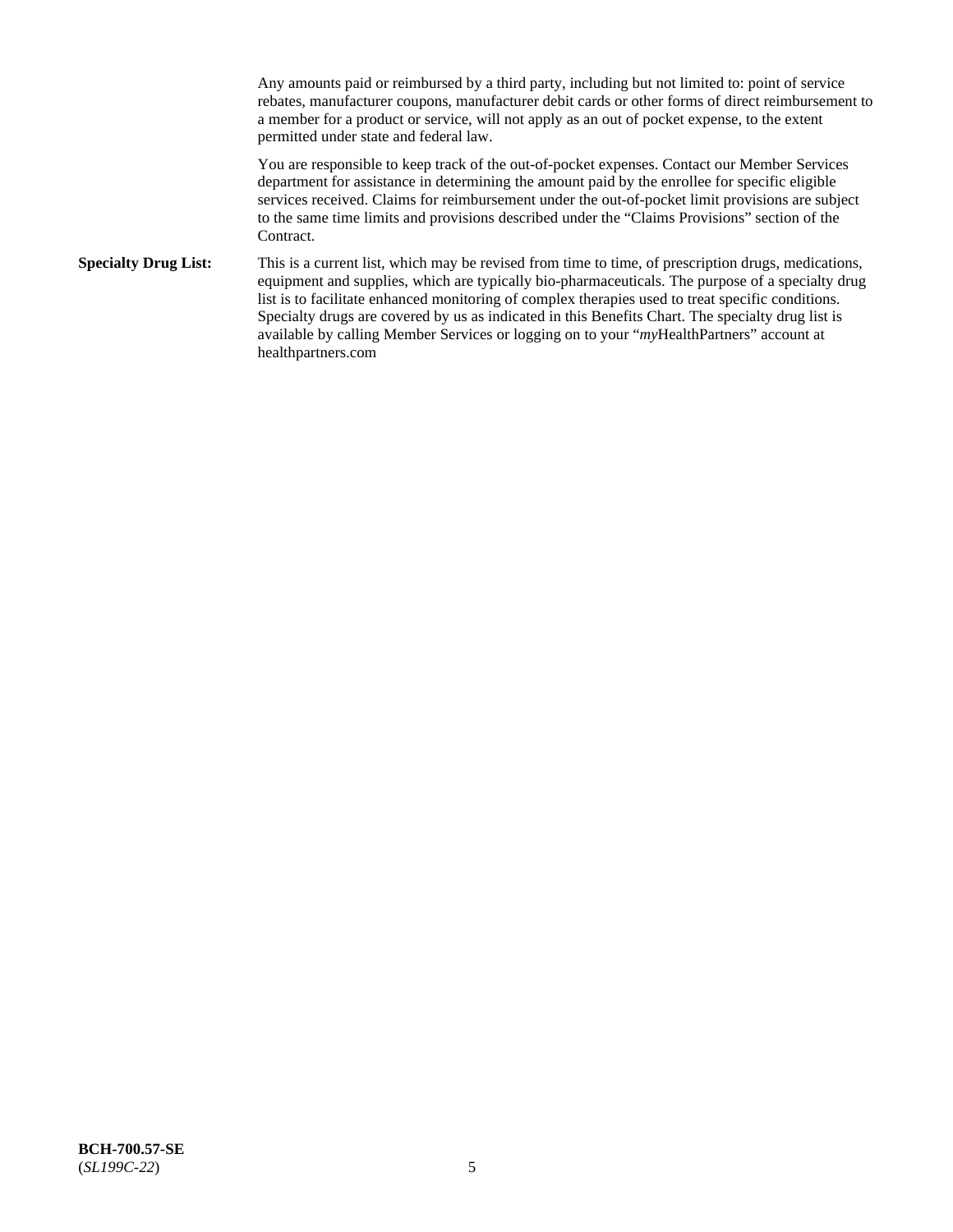Any amounts paid or reimbursed by a third party, including but not limited to: point of service rebates, manufacturer coupons, manufacturer debit cards or other forms of direct reimbursement to a member for a product or service, will not apply as an out of pocket expense, to the extent permitted under state and federal law.

You are responsible to keep track of the out-of-pocket expenses. Contact our Member Services department for assistance in determining the amount paid by the enrollee for specific eligible services received. Claims for reimbursement under the out-of-pocket limit provisions are subject to the same time limits and provisions described under the "Claims Provisions" section of the Contract.

**Specialty Drug List:** This is a current list, which may be revised from time to time, of prescription drugs, medications, equipment and supplies, which are typically bio-pharmaceuticals. The purpose of a specialty drug list is to facilitate enhanced monitoring of complex therapies used to treat specific conditions. Specialty drugs are covered by us as indicated in this Benefits Chart. The specialty drug list is available by calling Member Services or logging on to your "*my*HealthPartners" account at healthpartners.com

**BCH-700.57-SE**
(*SL199C-22*)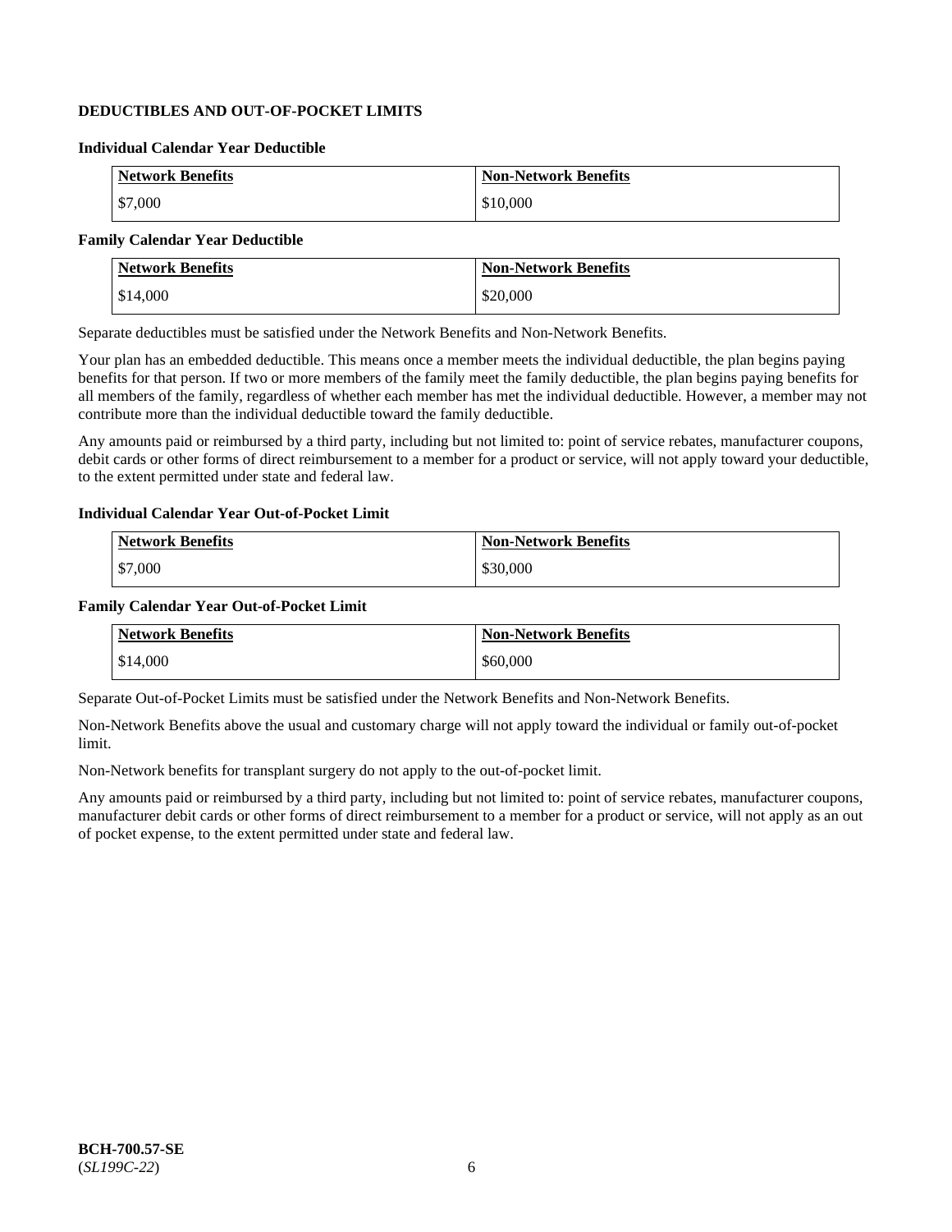## DEDUCTIBLES AND OUT-OF-POCKET LIMITS

### Individual Calendar Year Deductible

| Network Benefits | Non-Network Benefits |
|---|---|
| $7,000 | $10,000 |

### Family Calendar Year Deductible

| Network Benefits | Non-Network Benefits |
|---|---|
| $14,000 | $20,000 |

Separate deductibles must be satisfied under the Network Benefits and Non-Network Benefits.

Your plan has an embedded deductible. This means once a member meets the individual deductible, the plan begins paying benefits for that person. If two or more members of the family meet the family deductible, the plan begins paying benefits for all members of the family, regardless of whether each member has met the individual deductible. However, a member may not contribute more than the individual deductible toward the family deductible.

Any amounts paid or reimbursed by a third party, including but not limited to: point of service rebates, manufacturer coupons, debit cards or other forms of direct reimbursement to a member for a product or service, will not apply toward your deductible, to the extent permitted under state and federal law.

### Individual Calendar Year Out-of-Pocket Limit

| Network Benefits | Non-Network Benefits |
|---|---|
| $7,000 | $30,000 |

### Family Calendar Year Out-of-Pocket Limit

| Network Benefits | Non-Network Benefits |
|---|---|
| $14,000 | $60,000 |

Separate Out-of-Pocket Limits must be satisfied under the Network Benefits and Non-Network Benefits.

Non-Network Benefits above the usual and customary charge will not apply toward the individual or family out-of-pocket limit.

Non-Network benefits for transplant surgery do not apply to the out-of-pocket limit.

Any amounts paid or reimbursed by a third party, including but not limited to: point of service rebates, manufacturer coupons, manufacturer debit cards or other forms of direct reimbursement to a member for a product or service, will not apply as an out of pocket expense, to the extent permitted under state and federal law.

**BCH-700.57-SE**
(*SL199C-22*)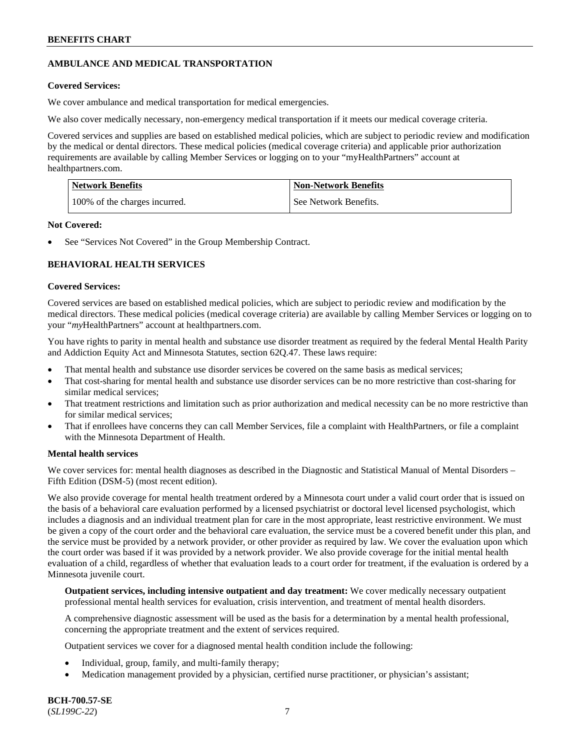## AMBULANCE AND MEDICAL TRANSPORTATION

**Covered Services:**

We cover ambulance and medical transportation for medical emergencies.

We also cover medically necessary, non-emergency medical transportation if it meets our medical coverage criteria.

Covered services and supplies are based on established medical policies, which are subject to periodic review and modification by the medical or dental directors. These medical policies (medical coverage criteria) and applicable prior authorization requirements are available by calling Member Services or logging on to your "myHealthPartners" account at healthpartners.com.

| Network Benefits | Non-Network Benefits |
| --- | --- |
| 100% of the charges incurred. | See Network Benefits. |

**Not Covered:**

- See "Services Not Covered" in the Group Membership Contract.

## BEHAVIORAL HEALTH SERVICES

**Covered Services:**

Covered services are based on established medical policies, which are subject to periodic review and modification by the medical directors. These medical policies (medical coverage criteria) are available by calling Member Services or logging on to your "*my*HealthPartners" account at healthpartners.com.

You have rights to parity in mental health and substance use disorder treatment as required by the federal Mental Health Parity and Addiction Equity Act and Minnesota Statutes, section 62Q.47. These laws require:

- That mental health and substance use disorder services be covered on the same basis as medical services;
- That cost-sharing for mental health and substance use disorder services can be no more restrictive than cost-sharing for similar medical services;
- That treatment restrictions and limitation such as prior authorization and medical necessity can be no more restrictive than for similar medical services;
- That if enrollees have concerns they can call Member Services, file a complaint with HealthPartners, or file a complaint with the Minnesota Department of Health.

**Mental health services**

We cover services for: mental health diagnoses as described in the Diagnostic and Statistical Manual of Mental Disorders – Fifth Edition (DSM-5) (most recent edition).

We also provide coverage for mental health treatment ordered by a Minnesota court under a valid court order that is issued on the basis of a behavioral care evaluation performed by a licensed psychiatrist or doctoral level licensed psychologist, which includes a diagnosis and an individual treatment plan for care in the most appropriate, least restrictive environment. We must be given a copy of the court order and the behavioral care evaluation, the service must be a covered benefit under this plan, and the service must be provided by a network provider, or other provider as required by law. We cover the evaluation upon which the court order was based if it was provided by a network provider. We also provide coverage for the initial mental health evaluation of a child, regardless of whether that evaluation leads to a court order for treatment, if the evaluation is ordered by a Minnesota juvenile court.

**Outpatient services, including intensive outpatient and day treatment:** We cover medically necessary outpatient professional mental health services for evaluation, crisis intervention, and treatment of mental health disorders.

A comprehensive diagnostic assessment will be used as the basis for a determination by a mental health professional, concerning the appropriate treatment and the extent of services required.

Outpatient services we cover for a diagnosed mental health condition include the following:

- Individual, group, family, and multi-family therapy;
- Medication management provided by a physician, certified nurse practitioner, or physician's assistant;

**BCH-700.57-SE**
(*SL199C-22*)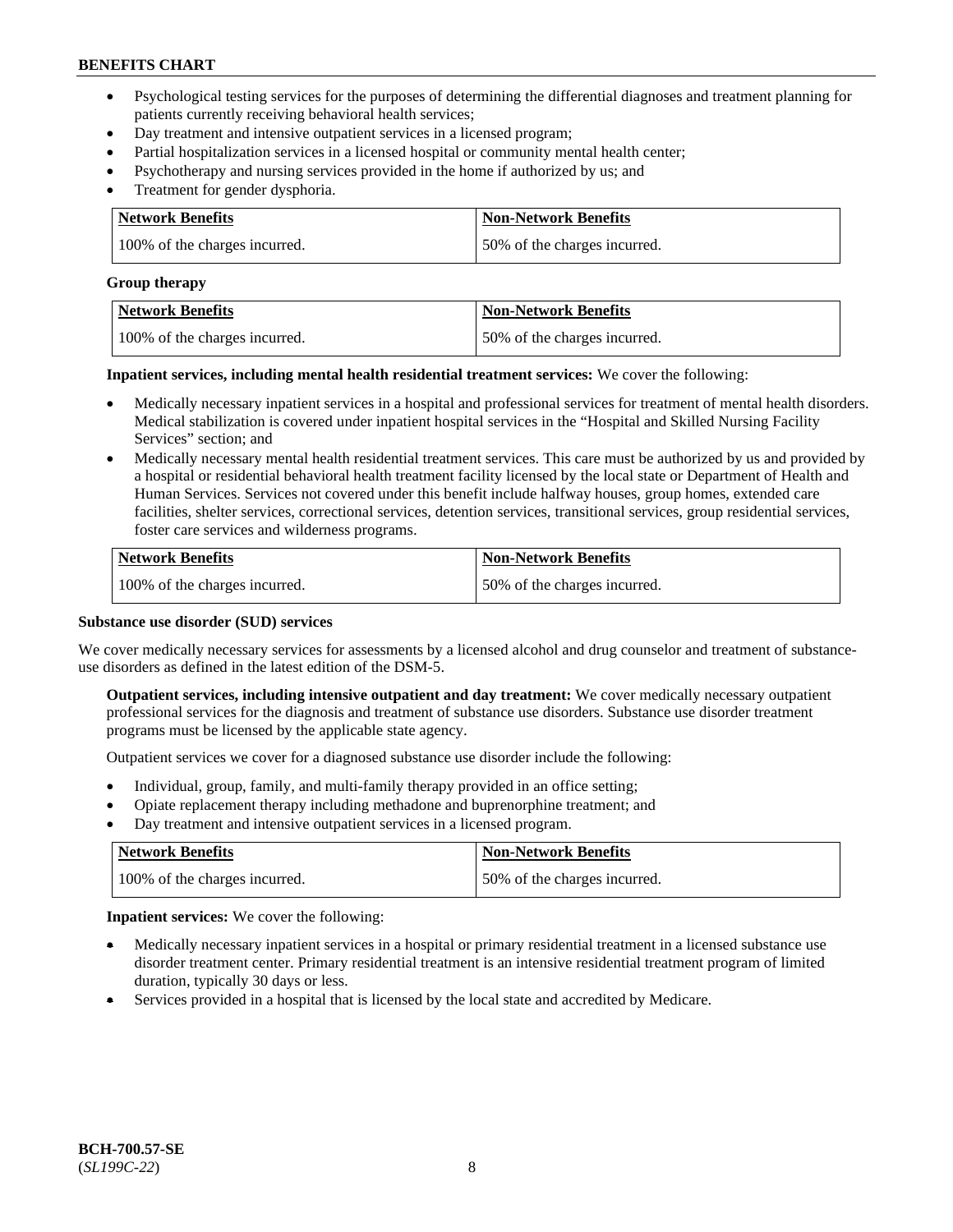- Psychological testing services for the purposes of determining the differential diagnoses and treatment planning for patients currently receiving behavioral health services;
- Day treatment and intensive outpatient services in a licensed program;
- Partial hospitalization services in a licensed hospital or community mental health center;
- Psychotherapy and nursing services provided in the home if authorized by us; and
- Treatment for gender dysphoria.

| Network Benefits | Non-Network Benefits |
|---|---|
| 100% of the charges incurred. | 50% of the charges incurred. |

**Group therapy**

| Network Benefits | Non-Network Benefits |
|---|---|
| 100% of the charges incurred. | 50% of the charges incurred. |

**Inpatient services, including mental health residential treatment services:** We cover the following:

- Medically necessary inpatient services in a hospital and professional services for treatment of mental health disorders. Medical stabilization is covered under inpatient hospital services in the "Hospital and Skilled Nursing Facility Services" section; and
- Medically necessary mental health residential treatment services. This care must be authorized by us and provided by a hospital or residential behavioral health treatment facility licensed by the local state or Department of Health and Human Services. Services not covered under this benefit include halfway houses, group homes, extended care facilities, shelter services, correctional services, detention services, transitional services, group residential services, foster care services and wilderness programs.

| Network Benefits | Non-Network Benefits |
|---|---|
| 100% of the charges incurred. | 50% of the charges incurred. |

**Substance use disorder (SUD) services**

We cover medically necessary services for assessments by a licensed alcohol and drug counselor and treatment of substance-use disorders as defined in the latest edition of the DSM-5.

**Outpatient services, including intensive outpatient and day treatment:** We cover medically necessary outpatient professional services for the diagnosis and treatment of substance use disorders. Substance use disorder treatment programs must be licensed by the applicable state agency.

Outpatient services we cover for a diagnosed substance use disorder include the following:

- Individual, group, family, and multi-family therapy provided in an office setting;
- Opiate replacement therapy including methadone and buprenorphine treatment; and
- Day treatment and intensive outpatient services in a licensed program.

| Network Benefits | Non-Network Benefits |
|---|---|
| 100% of the charges incurred. | 50% of the charges incurred. |

**Inpatient services:** We cover the following:

- Medically necessary inpatient services in a hospital or primary residential treatment in a licensed substance use disorder treatment center. Primary residential treatment is an intensive residential treatment program of limited duration, typically 30 days or less.
- Services provided in a hospital that is licensed by the local state and accredited by Medicare.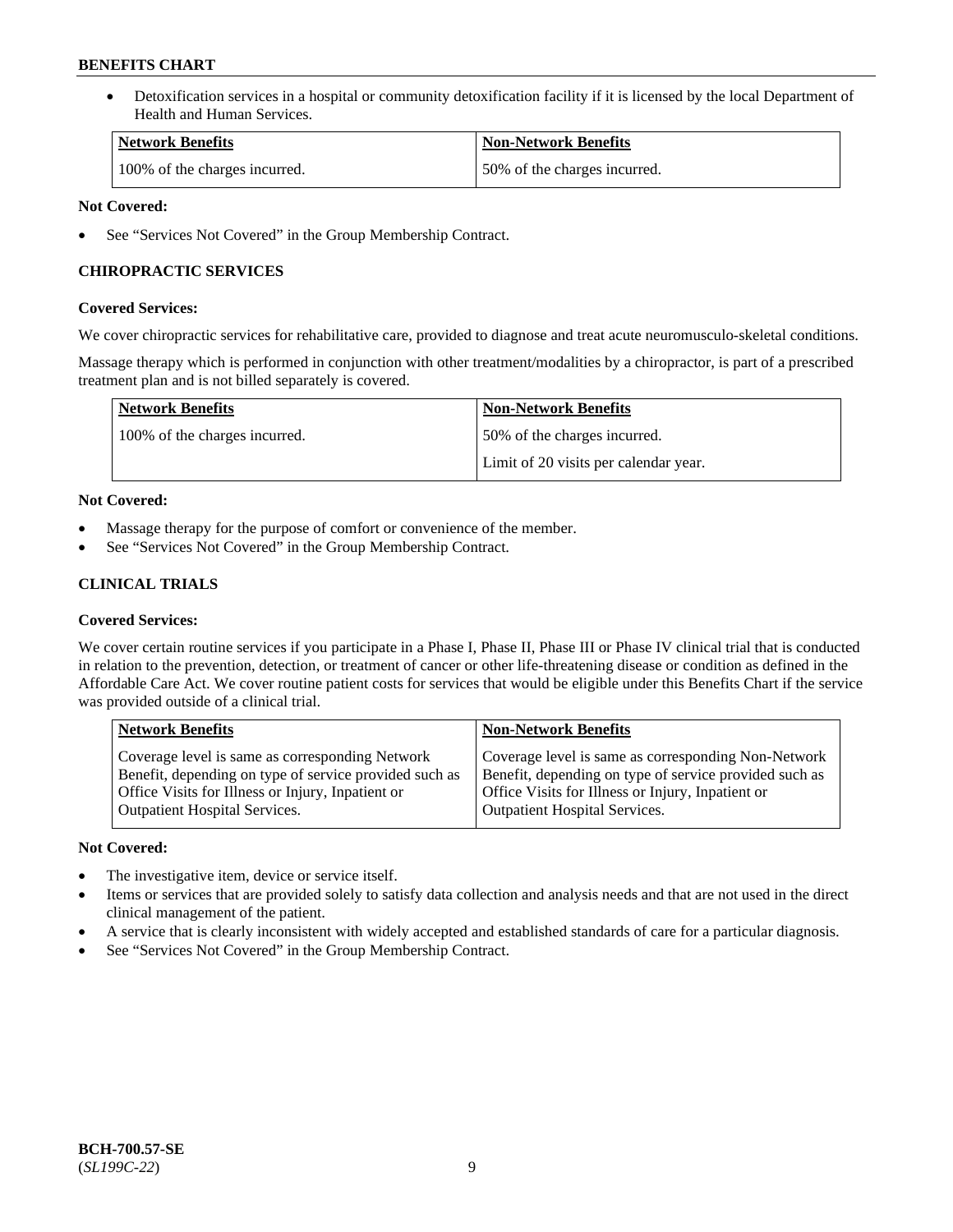- Detoxification services in a hospital or community detoxification facility if it is licensed by the local Department of Health and Human Services.

| Network Benefits | Non-Network Benefits |
|---|---|
| 100% of the charges incurred. | 50% of the charges incurred. |

**Not Covered:**

- See "Services Not Covered" in the Group Membership Contract.

### CHIROPRACTIC SERVICES

**Covered Services:**

We cover chiropractic services for rehabilitative care, provided to diagnose and treat acute neuromusculo-skeletal conditions.

Massage therapy which is performed in conjunction with other treatment/modalities by a chiropractor, is part of a prescribed treatment plan and is not billed separately is covered.

| Network Benefits | Non-Network Benefits |
|---|---|
| 100% of the charges incurred. | 50% of the charges incurred.<br>Limit of 20 visits per calendar year. |

**Not Covered:**

- Massage therapy for the purpose of comfort or convenience of the member.
- See "Services Not Covered" in the Group Membership Contract.

### CLINICAL TRIALS

**Covered Services:**

We cover certain routine services if you participate in a Phase I, Phase II, Phase III or Phase IV clinical trial that is conducted in relation to the prevention, detection, or treatment of cancer or other life-threatening disease or condition as defined in the Affordable Care Act. We cover routine patient costs for services that would be eligible under this Benefits Chart if the service was provided outside of a clinical trial.

| Network Benefits | Non-Network Benefits |
|---|---|
| Coverage level is same as corresponding Network Benefit, depending on type of service provided such as Office Visits for Illness or Injury, Inpatient or Outpatient Hospital Services. | Coverage level is same as corresponding Non-Network Benefit, depending on type of service provided such as Office Visits for Illness or Injury, Inpatient or Outpatient Hospital Services. |

**Not Covered:**

- The investigative item, device or service itself.
- Items or services that are provided solely to satisfy data collection and analysis needs and that are not used in the direct clinical management of the patient.
- A service that is clearly inconsistent with widely accepted and established standards of care for a particular diagnosis.
- See "Services Not Covered" in the Group Membership Contract.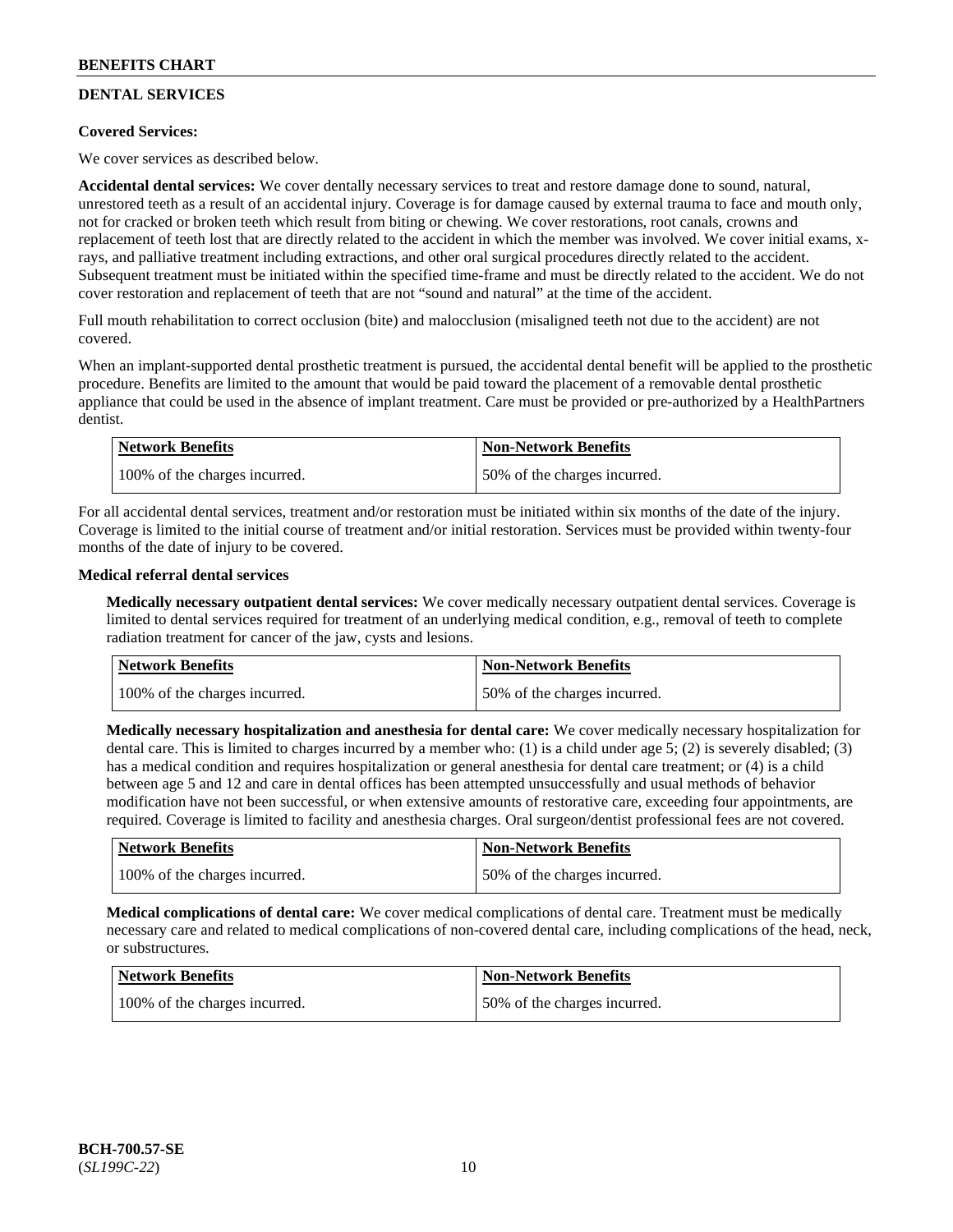## DENTAL SERVICES

**Covered Services:**

We cover services as described below.

**Accidental dental services:** We cover dentally necessary services to treat and restore damage done to sound, natural, unrestored teeth as a result of an accidental injury. Coverage is for damage caused by external trauma to face and mouth only, not for cracked or broken teeth which result from biting or chewing. We cover restorations, root canals, crowns and replacement of teeth lost that are directly related to the accident in which the member was involved. We cover initial exams, x-rays, and palliative treatment including extractions, and other oral surgical procedures directly related to the accident. Subsequent treatment must be initiated within the specified time-frame and must be directly related to the accident. We do not cover restoration and replacement of teeth that are not "sound and natural" at the time of the accident.

Full mouth rehabilitation to correct occlusion (bite) and malocclusion (misaligned teeth not due to the accident) are not covered.

When an implant-supported dental prosthetic treatment is pursued, the accidental dental benefit will be applied to the prosthetic procedure. Benefits are limited to the amount that would be paid toward the placement of a removable dental prosthetic appliance that could be used in the absence of implant treatment. Care must be provided or pre-authorized by a HealthPartners dentist.

| Network Benefits | Non-Network Benefits |
|---|---|
| 100% of the charges incurred. | 50% of the charges incurred. |

For all accidental dental services, treatment and/or restoration must be initiated within six months of the date of the injury. Coverage is limited to the initial course of treatment and/or initial restoration. Services must be provided within twenty-four months of the date of injury to be covered.

**Medical referral dental services**

**Medically necessary outpatient dental services:** We cover medically necessary outpatient dental services. Coverage is limited to dental services required for treatment of an underlying medical condition, e.g., removal of teeth to complete radiation treatment for cancer of the jaw, cysts and lesions.

| Network Benefits | Non-Network Benefits |
|---|---|
| 100% of the charges incurred. | 50% of the charges incurred. |

**Medically necessary hospitalization and anesthesia for dental care:** We cover medically necessary hospitalization for dental care. This is limited to charges incurred by a member who: (1) is a child under age 5; (2) is severely disabled; (3) has a medical condition and requires hospitalization or general anesthesia for dental care treatment; or (4) is a child between age 5 and 12 and care in dental offices has been attempted unsuccessfully and usual methods of behavior modification have not been successful, or when extensive amounts of restorative care, exceeding four appointments, are required. Coverage is limited to facility and anesthesia charges. Oral surgeon/dentist professional fees are not covered.

| Network Benefits | Non-Network Benefits |
|---|---|
| 100% of the charges incurred. | 50% of the charges incurred. |

**Medical complications of dental care:** We cover medical complications of dental care. Treatment must be medically necessary care and related to medical complications of non-covered dental care, including complications of the head, neck, or substructures.

| Network Benefits | Non-Network Benefits |
|---|---|
| 100% of the charges incurred. | 50% of the charges incurred. |

**BCH-700.57-SE**
(*SL199C-22*)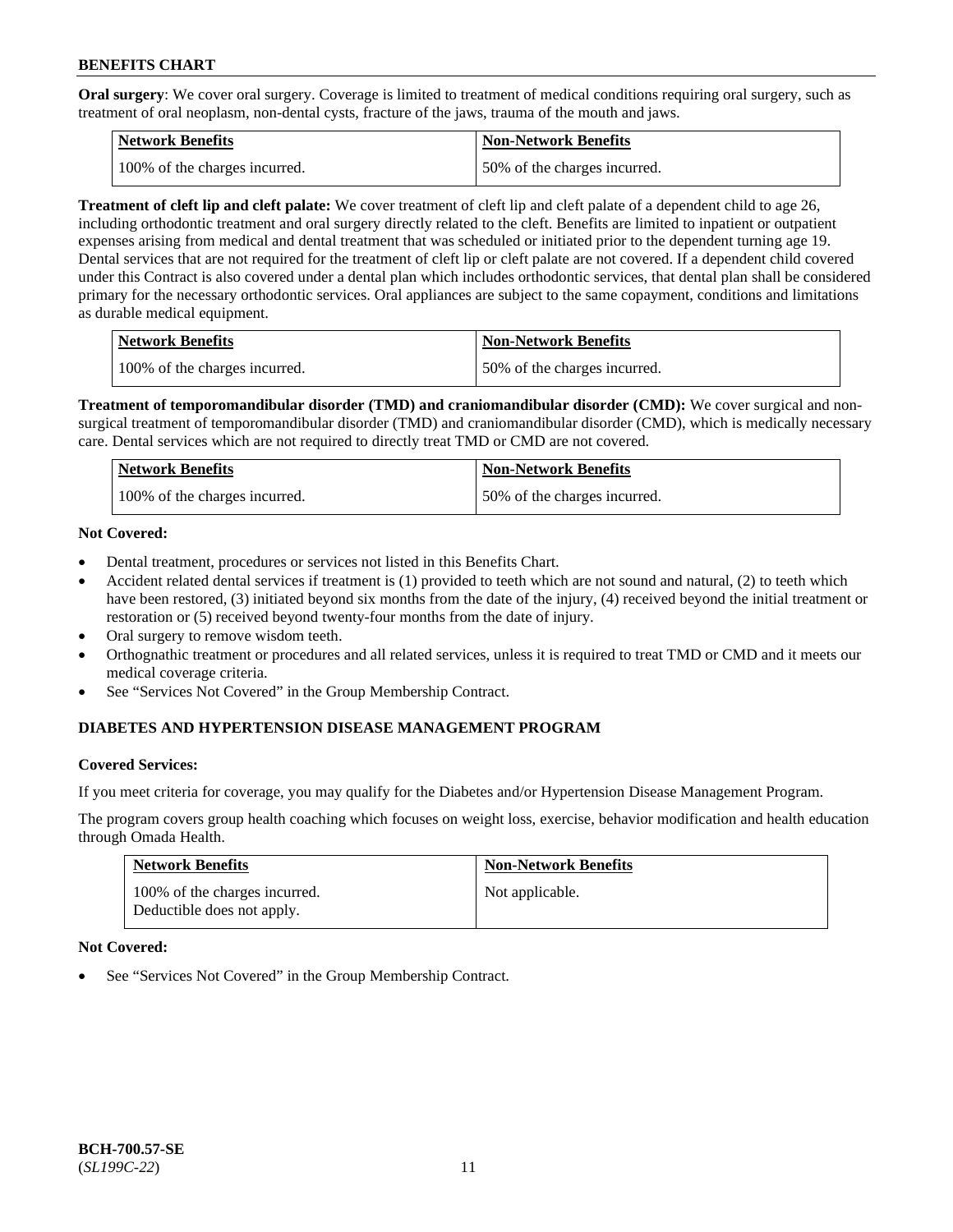**Oral surgery**: We cover oral surgery. Coverage is limited to treatment of medical conditions requiring oral surgery, such as treatment of oral neoplasm, non-dental cysts, fracture of the jaws, trauma of the mouth and jaws.

| Network Benefits | Non-Network Benefits |
| --- | --- |
| 100% of the charges incurred. | 50% of the charges incurred. |

**Treatment of cleft lip and cleft palate:** We cover treatment of cleft lip and cleft palate of a dependent child to age 26, including orthodontic treatment and oral surgery directly related to the cleft. Benefits are limited to inpatient or outpatient expenses arising from medical and dental treatment that was scheduled or initiated prior to the dependent turning age 19. Dental services that are not required for the treatment of cleft lip or cleft palate are not covered. If a dependent child covered under this Contract is also covered under a dental plan which includes orthodontic services, that dental plan shall be considered primary for the necessary orthodontic services. Oral appliances are subject to the same copayment, conditions and limitations as durable medical equipment.

| Network Benefits | Non-Network Benefits |
| --- | --- |
| 100% of the charges incurred. | 50% of the charges incurred. |

**Treatment of temporomandibular disorder (TMD) and craniomandibular disorder (CMD):** We cover surgical and non-surgical treatment of temporomandibular disorder (TMD) and craniomandibular disorder (CMD), which is medically necessary care. Dental services which are not required to directly treat TMD or CMD are not covered.

| Network Benefits | Non-Network Benefits |
| --- | --- |
| 100% of the charges incurred. | 50% of the charges incurred. |

**Not Covered:**

- Dental treatment, procedures or services not listed in this Benefits Chart.
- Accident related dental services if treatment is (1) provided to teeth which are not sound and natural, (2) to teeth which have been restored, (3) initiated beyond six months from the date of the injury, (4) received beyond the initial treatment or restoration or (5) received beyond twenty-four months from the date of injury.
- Oral surgery to remove wisdom teeth.
- Orthognathic treatment or procedures and all related services, unless it is required to treat TMD or CMD and it meets our medical coverage criteria.
- See "Services Not Covered" in the Group Membership Contract.

## DIABETES AND HYPERTENSION DISEASE MANAGEMENT PROGRAM

**Covered Services:**

If you meet criteria for coverage, you may qualify for the Diabetes and/or Hypertension Disease Management Program.

The program covers group health coaching which focuses on weight loss, exercise, behavior modification and health education through Omada Health.

| Network Benefits | Non-Network Benefits |
| --- | --- |
| 100% of the charges incurred.<br>Deductible does not apply. | Not applicable. |

**Not Covered:**

- See "Services Not Covered" in the Group Membership Contract.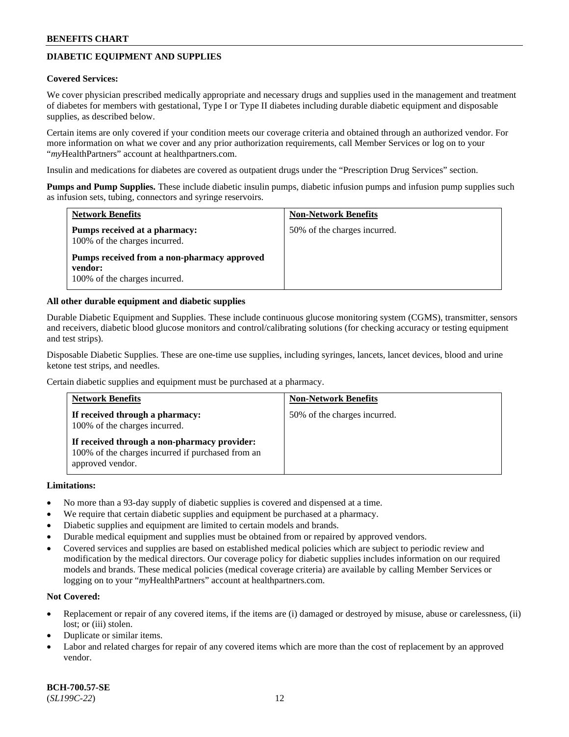## DIABETIC EQUIPMENT AND SUPPLIES

**Covered Services:**

We cover physician prescribed medically appropriate and necessary drugs and supplies used in the management and treatment of diabetes for members with gestational, Type I or Type II diabetes including durable diabetic equipment and disposable supplies, as described below.

Certain items are only covered if your condition meets our coverage criteria and obtained through an authorized vendor. For more information on what we cover and any prior authorization requirements, call Member Services or log on to your "*my*HealthPartners" account at healthpartners.com.

Insulin and medications for diabetes are covered as outpatient drugs under the "Prescription Drug Services" section.

**Pumps and Pump Supplies.** These include diabetic insulin pumps, diabetic infusion pumps and infusion pump supplies such as infusion sets, tubing, connectors and syringe reservoirs.

| Network Benefits | Non-Network Benefits |
| --- | --- |
| **Pumps received at a pharmacy:** 100% of the charges incurred.<br><br>**Pumps received from a non-pharmacy approved vendor:** 100% of the charges incurred. | 50% of the charges incurred. |

**All other durable equipment and diabetic supplies**

Durable Diabetic Equipment and Supplies. These include continuous glucose monitoring system (CGMS), transmitter, sensors and receivers, diabetic blood glucose monitors and control/calibrating solutions (for checking accuracy or testing equipment and test strips).

Disposable Diabetic Supplies. These are one-time use supplies, including syringes, lancets, lancet devices, blood and urine ketone test strips, and needles.

Certain diabetic supplies and equipment must be purchased at a pharmacy.

| Network Benefits | Non-Network Benefits |
| --- | --- |
| **If received through a pharmacy:** 100% of the charges incurred.<br><br>**If received through a non-pharmacy provider:** 100% of the charges incurred if purchased from an approved vendor. | 50% of the charges incurred. |

**Limitations:**

- No more than a 93-day supply of diabetic supplies is covered and dispensed at a time.
- We require that certain diabetic supplies and equipment be purchased at a pharmacy.
- Diabetic supplies and equipment are limited to certain models and brands.
- Durable medical equipment and supplies must be obtained from or repaired by approved vendors.
- Covered services and supplies are based on established medical policies which are subject to periodic review and modification by the medical directors. Our coverage policy for diabetic supplies includes information on our required models and brands. These medical policies (medical coverage criteria) are available by calling Member Services or logging on to your "*my*HealthPartners" account at healthpartners.com.

**Not Covered:**

- Replacement or repair of any covered items, if the items are (i) damaged or destroyed by misuse, abuse or carelessness, (ii) lost; or (iii) stolen.
- Duplicate or similar items.
- Labor and related charges for repair of any covered items which are more than the cost of replacement by an approved vendor.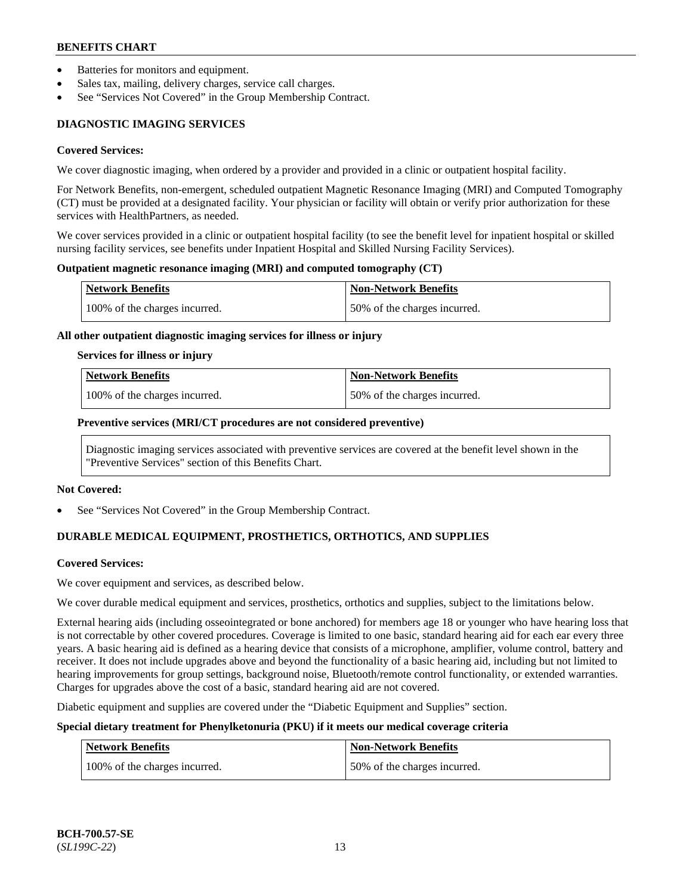- Batteries for monitors and equipment.
- Sales tax, mailing, delivery charges, service call charges.
- See "Services Not Covered" in the Group Membership Contract.

### DIAGNOSTIC IMAGING SERVICES

**Covered Services:**

We cover diagnostic imaging, when ordered by a provider and provided in a clinic or outpatient hospital facility.

For Network Benefits, non-emergent, scheduled outpatient Magnetic Resonance Imaging (MRI) and Computed Tomography (CT) must be provided at a designated facility. Your physician or facility will obtain or verify prior authorization for these services with HealthPartners, as needed.

We cover services provided in a clinic or outpatient hospital facility (to see the benefit level for inpatient hospital or skilled nursing facility services, see benefits under Inpatient Hospital and Skilled Nursing Facility Services).

**Outpatient magnetic resonance imaging (MRI) and computed tomography (CT)**

| Network Benefits | Non-Network Benefits |
|---|---|
| 100% of the charges incurred. | 50% of the charges incurred. |

**All other outpatient diagnostic imaging services for illness or injury**

**Services for illness or injury**

| Network Benefits | Non-Network Benefits |
|---|---|
| 100% of the charges incurred. | 50% of the charges incurred. |

**Preventive services (MRI/CT procedures are not considered preventive)**

Diagnostic imaging services associated with preventive services are covered at the benefit level shown in the "Preventive Services" section of this Benefits Chart.

**Not Covered:**

- See "Services Not Covered" in the Group Membership Contract.

### DURABLE MEDICAL EQUIPMENT, PROSTHETICS, ORTHOTICS, AND SUPPLIES

**Covered Services:**

We cover equipment and services, as described below.

We cover durable medical equipment and services, prosthetics, orthotics and supplies, subject to the limitations below.

External hearing aids (including osseointegrated or bone anchored) for members age 18 or younger who have hearing loss that is not correctable by other covered procedures. Coverage is limited to one basic, standard hearing aid for each ear every three years. A basic hearing aid is defined as a hearing device that consists of a microphone, amplifier, volume control, battery and receiver. It does not include upgrades above and beyond the functionality of a basic hearing aid, including but not limited to hearing improvements for group settings, background noise, Bluetooth/remote control functionality, or extended warranties. Charges for upgrades above the cost of a basic, standard hearing aid are not covered.

Diabetic equipment and supplies are covered under the "Diabetic Equipment and Supplies" section.

**Special dietary treatment for Phenylketonuria (PKU) if it meets our medical coverage criteria**

| Network Benefits | Non-Network Benefits |
|---|---|
| 100% of the charges incurred. | 50% of the charges incurred. |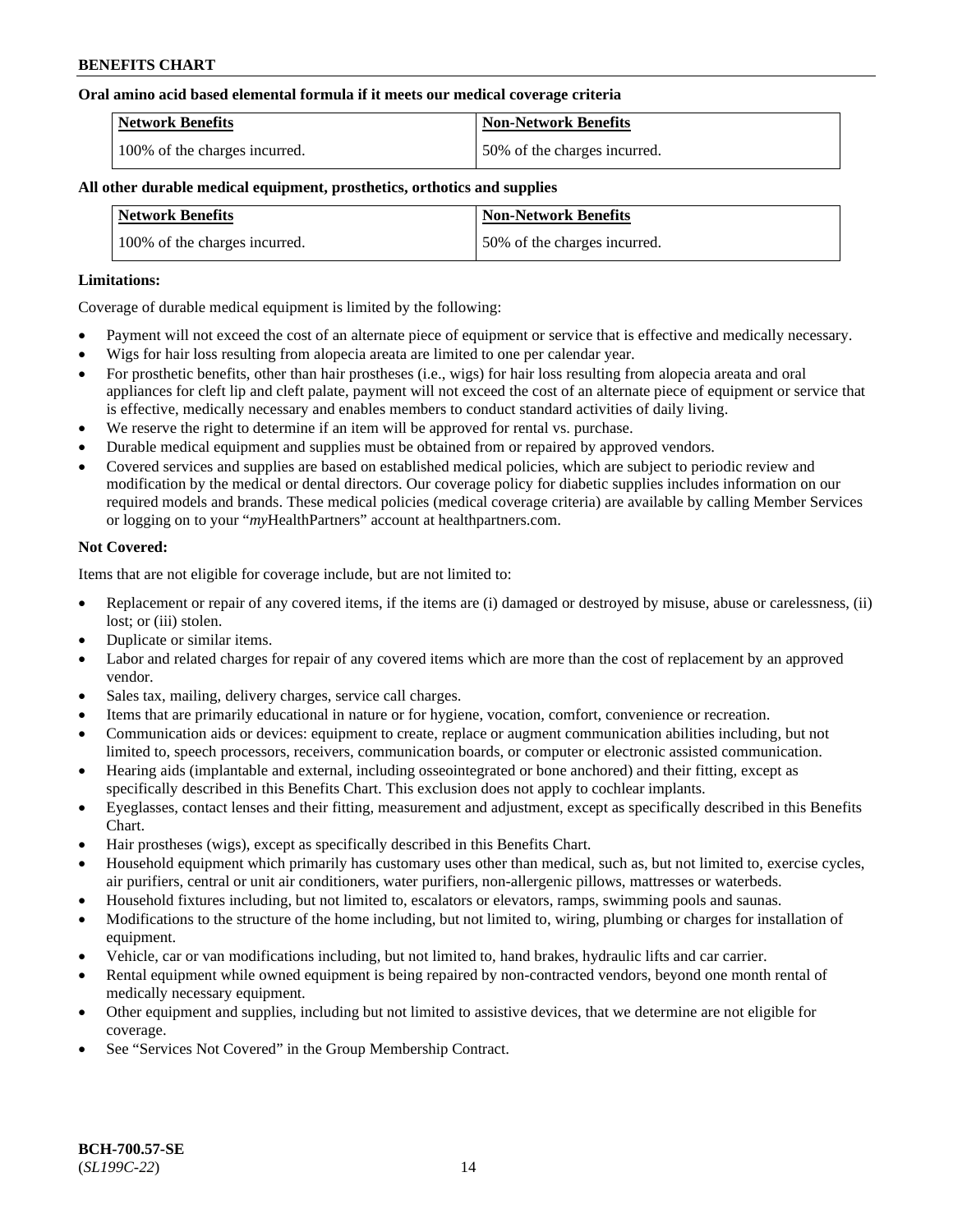**Oral amino acid based elemental formula if it meets our medical coverage criteria**

| Network Benefits | Non-Network Benefits |
|---|---|
| 100% of the charges incurred. | 50% of the charges incurred. |

**All other durable medical equipment, prosthetics, orthotics and supplies**

| Network Benefits | Non-Network Benefits |
|---|---|
| 100% of the charges incurred. | 50% of the charges incurred. |

**Limitations:**

Coverage of durable medical equipment is limited by the following:

- Payment will not exceed the cost of an alternate piece of equipment or service that is effective and medically necessary.
- Wigs for hair loss resulting from alopecia areata are limited to one per calendar year.
- For prosthetic benefits, other than hair prostheses (i.e., wigs) for hair loss resulting from alopecia areata and oral appliances for cleft lip and cleft palate, payment will not exceed the cost of an alternate piece of equipment or service that is effective, medically necessary and enables members to conduct standard activities of daily living.
- We reserve the right to determine if an item will be approved for rental vs. purchase.
- Durable medical equipment and supplies must be obtained from or repaired by approved vendors.
- Covered services and supplies are based on established medical policies, which are subject to periodic review and modification by the medical or dental directors. Our coverage policy for diabetic supplies includes information on our required models and brands. These medical policies (medical coverage criteria) are available by calling Member Services or logging on to your "*my*HealthPartners" account at healthpartners.com.

**Not Covered:**

Items that are not eligible for coverage include, but are not limited to:

- Replacement or repair of any covered items, if the items are (i) damaged or destroyed by misuse, abuse or carelessness, (ii) lost; or (iii) stolen.
- Duplicate or similar items.
- Labor and related charges for repair of any covered items which are more than the cost of replacement by an approved vendor.
- Sales tax, mailing, delivery charges, service call charges.
- Items that are primarily educational in nature or for hygiene, vocation, comfort, convenience or recreation.
- Communication aids or devices: equipment to create, replace or augment communication abilities including, but not limited to, speech processors, receivers, communication boards, or computer or electronic assisted communication.
- Hearing aids (implantable and external, including osseointegrated or bone anchored) and their fitting, except as specifically described in this Benefits Chart. This exclusion does not apply to cochlear implants.
- Eyeglasses, contact lenses and their fitting, measurement and adjustment, except as specifically described in this Benefits Chart.
- Hair prostheses (wigs), except as specifically described in this Benefits Chart.
- Household equipment which primarily has customary uses other than medical, such as, but not limited to, exercise cycles, air purifiers, central or unit air conditioners, water purifiers, non-allergenic pillows, mattresses or waterbeds.
- Household fixtures including, but not limited to, escalators or elevators, ramps, swimming pools and saunas.
- Modifications to the structure of the home including, but not limited to, wiring, plumbing or charges for installation of equipment.
- Vehicle, car or van modifications including, but not limited to, hand brakes, hydraulic lifts and car carrier.
- Rental equipment while owned equipment is being repaired by non-contracted vendors, beyond one month rental of medically necessary equipment.
- Other equipment and supplies, including but not limited to assistive devices, that we determine are not eligible for coverage.
- See "Services Not Covered" in the Group Membership Contract.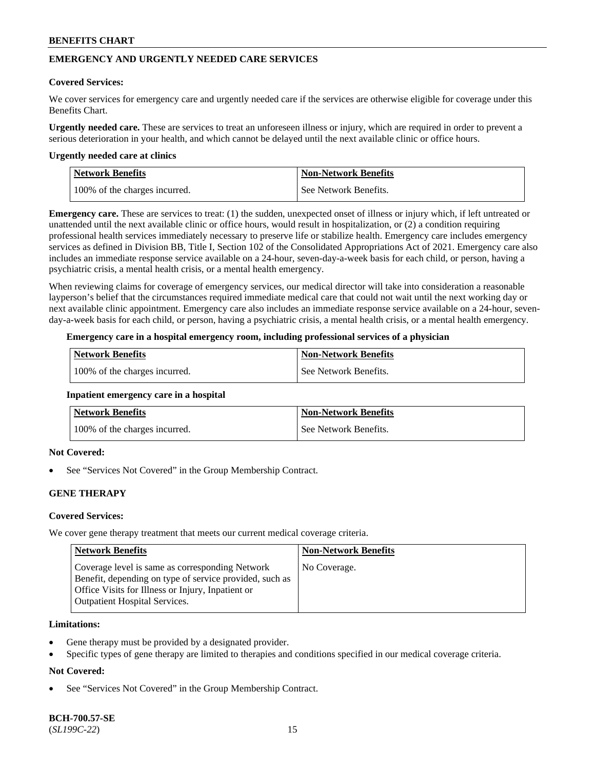## EMERGENCY AND URGENTLY NEEDED CARE SERVICES

**Covered Services:**

We cover services for emergency care and urgently needed care if the services are otherwise eligible for coverage under this Benefits Chart.

**Urgently needed care.** These are services to treat an unforeseen illness or injury, which are required in order to prevent a serious deterioration in your health, and which cannot be delayed until the next available clinic or office hours.

**Urgently needed care at clinics**

| Network Benefits | Non-Network Benefits |
| --- | --- |
| 100% of the charges incurred. | See Network Benefits. |

**Emergency care.** These are services to treat: (1) the sudden, unexpected onset of illness or injury which, if left untreated or unattended until the next available clinic or office hours, would result in hospitalization, or (2) a condition requiring professional health services immediately necessary to preserve life or stabilize health. Emergency care includes emergency services as defined in Division BB, Title I, Section 102 of the Consolidated Appropriations Act of 2021. Emergency care also includes an immediate response service available on a 24-hour, seven-day-a-week basis for each child, or person, having a psychiatric crisis, a mental health crisis, or a mental health emergency.

When reviewing claims for coverage of emergency services, our medical director will take into consideration a reasonable layperson's belief that the circumstances required immediate medical care that could not wait until the next working day or next available clinic appointment. Emergency care also includes an immediate response service available on a 24-hour, seven-day-a-week basis for each child, or person, having a psychiatric crisis, a mental health crisis, or a mental health emergency.

**Emergency care in a hospital emergency room, including professional services of a physician**

| Network Benefits | Non-Network Benefits |
| --- | --- |
| 100% of the charges incurred. | See Network Benefits. |

**Inpatient emergency care in a hospital**

| Network Benefits | Non-Network Benefits |
| --- | --- |
| 100% of the charges incurred. | See Network Benefits. |

**Not Covered:**

- See "Services Not Covered" in the Group Membership Contract.

## GENE THERAPY

**Covered Services:**

We cover gene therapy treatment that meets our current medical coverage criteria.

| Network Benefits | Non-Network Benefits |
| --- | --- |
| Coverage level is same as corresponding Network Benefit, depending on type of service provided, such as Office Visits for Illness or Injury, Inpatient or Outpatient Hospital Services. | No Coverage. |

**Limitations:**

- Gene therapy must be provided by a designated provider.
- Specific types of gene therapy are limited to therapies and conditions specified in our medical coverage criteria.

**Not Covered:**

- See "Services Not Covered" in the Group Membership Contract.

**BCH-700.57-SE**
(*SL199C-22*)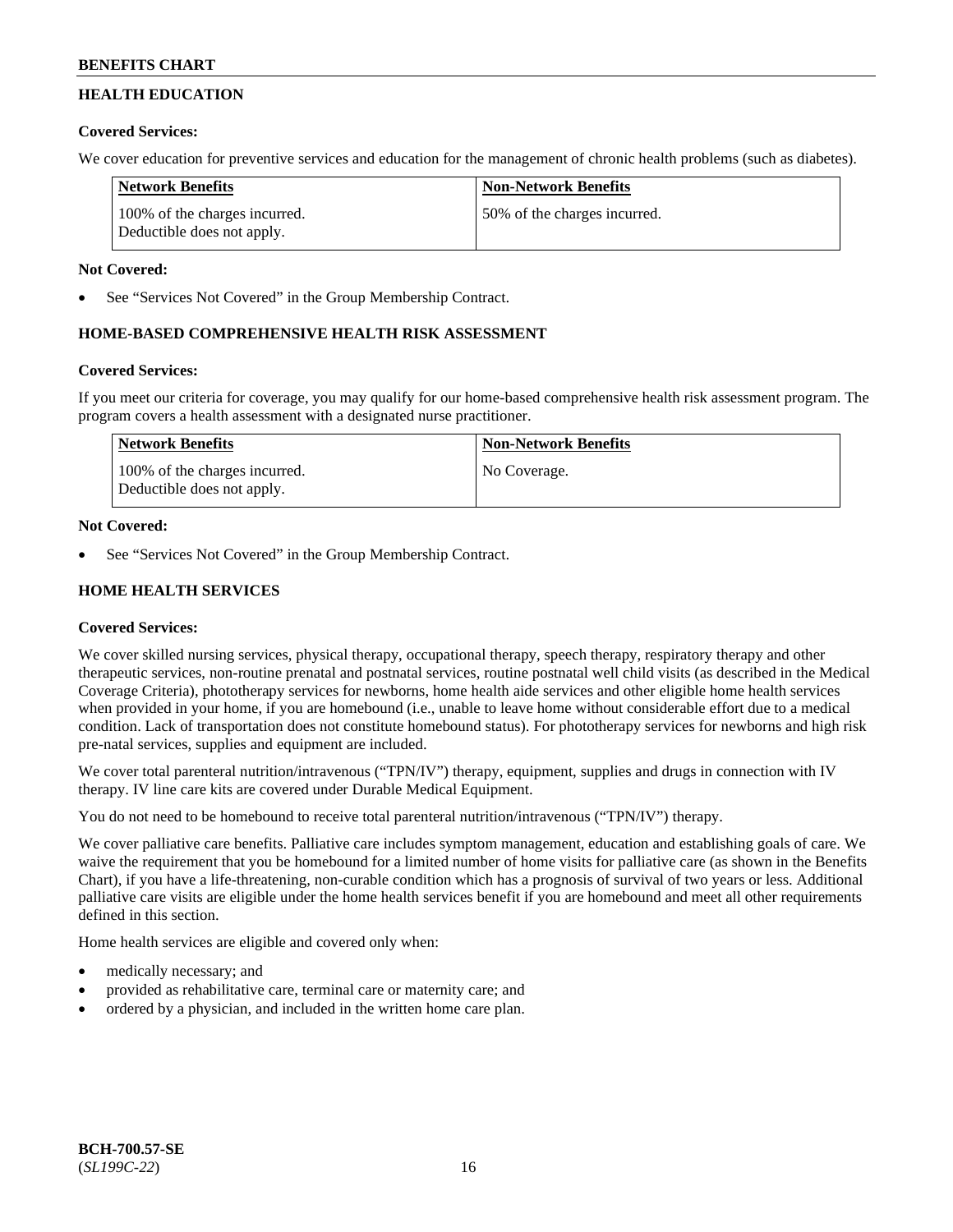## HEALTH EDUCATION

**Covered Services:**

We cover education for preventive services and education for the management of chronic health problems (such as diabetes).

| Network Benefits | Non-Network Benefits |
|---|---|
| 100% of the charges incurred. Deductible does not apply. | 50% of the charges incurred. |

**Not Covered:**

- See "Services Not Covered" in the Group Membership Contract.

## HOME-BASED COMPREHENSIVE HEALTH RISK ASSESSMENT

**Covered Services:**

If you meet our criteria for coverage, you may qualify for our home-based comprehensive health risk assessment program. The program covers a health assessment with a designated nurse practitioner.

| Network Benefits | Non-Network Benefits |
|---|---|
| 100% of the charges incurred. Deductible does not apply. | No Coverage. |

**Not Covered:**

- See "Services Not Covered" in the Group Membership Contract.

## HOME HEALTH SERVICES

**Covered Services:**

We cover skilled nursing services, physical therapy, occupational therapy, speech therapy, respiratory therapy and other therapeutic services, non-routine prenatal and postnatal services, routine postnatal well child visits (as described in the Medical Coverage Criteria), phototherapy services for newborns, home health aide services and other eligible home health services when provided in your home, if you are homebound (i.e., unable to leave home without considerable effort due to a medical condition. Lack of transportation does not constitute homebound status). For phototherapy services for newborns and high risk pre-natal services, supplies and equipment are included.

We cover total parenteral nutrition/intravenous ("TPN/IV") therapy, equipment, supplies and drugs in connection with IV therapy. IV line care kits are covered under Durable Medical Equipment.

You do not need to be homebound to receive total parenteral nutrition/intravenous ("TPN/IV") therapy.

We cover palliative care benefits. Palliative care includes symptom management, education and establishing goals of care. We waive the requirement that you be homebound for a limited number of home visits for palliative care (as shown in the Benefits Chart), if you have a life-threatening, non-curable condition which has a prognosis of survival of two years or less. Additional palliative care visits are eligible under the home health services benefit if you are homebound and meet all other requirements defined in this section.

Home health services are eligible and covered only when:

- medically necessary; and
- provided as rehabilitative care, terminal care or maternity care; and
- ordered by a physician, and included in the written home care plan.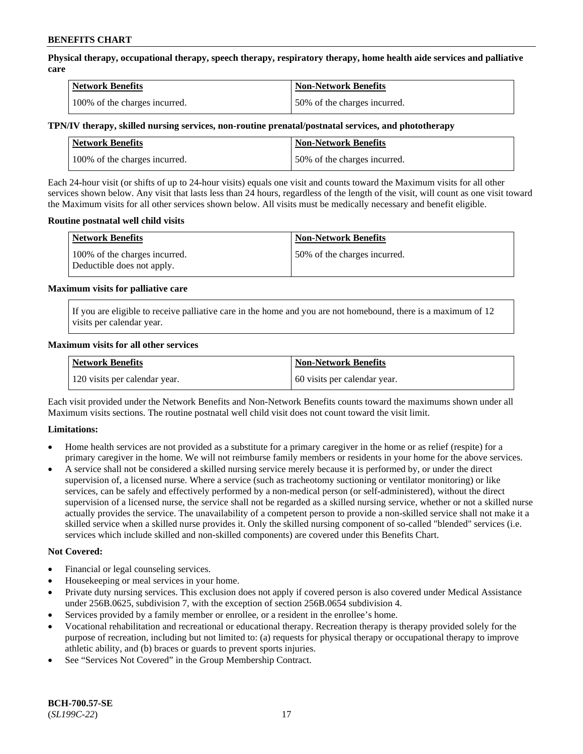**Physical therapy, occupational therapy, speech therapy, respiratory therapy, home health aide services and palliative care**

| Network Benefits | Non-Network Benefits |
| --- | --- |
| 100% of the charges incurred. | 50% of the charges incurred. |

**TPN/IV therapy, skilled nursing services, non-routine prenatal/postnatal services, and phototherapy**

| Network Benefits | Non-Network Benefits |
| --- | --- |
| 100% of the charges incurred. | 50% of the charges incurred. |

Each 24-hour visit (or shifts of up to 24-hour visits) equals one visit and counts toward the Maximum visits for all other services shown below. Any visit that lasts less than 24 hours, regardless of the length of the visit, will count as one visit toward the Maximum visits for all other services shown below. All visits must be medically necessary and benefit eligible.

**Routine postnatal well child visits**

| Network Benefits | Non-Network Benefits |
| --- | --- |
| 100% of the charges incurred. Deductible does not apply. | 50% of the charges incurred. |

**Maximum visits for palliative care**

If you are eligible to receive palliative care in the home and you are not homebound, there is a maximum of 12 visits per calendar year.

**Maximum visits for all other services**

| Network Benefits | Non-Network Benefits |
| --- | --- |
| 120 visits per calendar year. | 60 visits per calendar year. |

Each visit provided under the Network Benefits and Non-Network Benefits counts toward the maximums shown under all Maximum visits sections. The routine postnatal well child visit does not count toward the visit limit.

**Limitations:**

- Home health services are not provided as a substitute for a primary caregiver in the home or as relief (respite) for a primary caregiver in the home. We will not reimburse family members or residents in your home for the above services.
- A service shall not be considered a skilled nursing service merely because it is performed by, or under the direct supervision of, a licensed nurse. Where a service (such as tracheotomy suctioning or ventilator monitoring) or like services, can be safely and effectively performed by a non-medical person (or self-administered), without the direct supervision of a licensed nurse, the service shall not be regarded as a skilled nursing service, whether or not a skilled nurse actually provides the service. The unavailability of a competent person to provide a non-skilled service shall not make it a skilled service when a skilled nurse provides it. Only the skilled nursing component of so-called "blended" services (i.e. services which include skilled and non-skilled components) are covered under this Benefits Chart.

**Not Covered:**

- Financial or legal counseling services.
- Housekeeping or meal services in your home.
- Private duty nursing services. This exclusion does not apply if covered person is also covered under Medical Assistance under 256B.0625, subdivision 7, with the exception of section 256B.0654 subdivision 4.
- Services provided by a family member or enrollee, or a resident in the enrollee's home.
- Vocational rehabilitation and recreational or educational therapy. Recreation therapy is therapy provided solely for the purpose of recreation, including but not limited to: (a) requests for physical therapy or occupational therapy to improve athletic ability, and (b) braces or guards to prevent sports injuries.
- See "Services Not Covered" in the Group Membership Contract.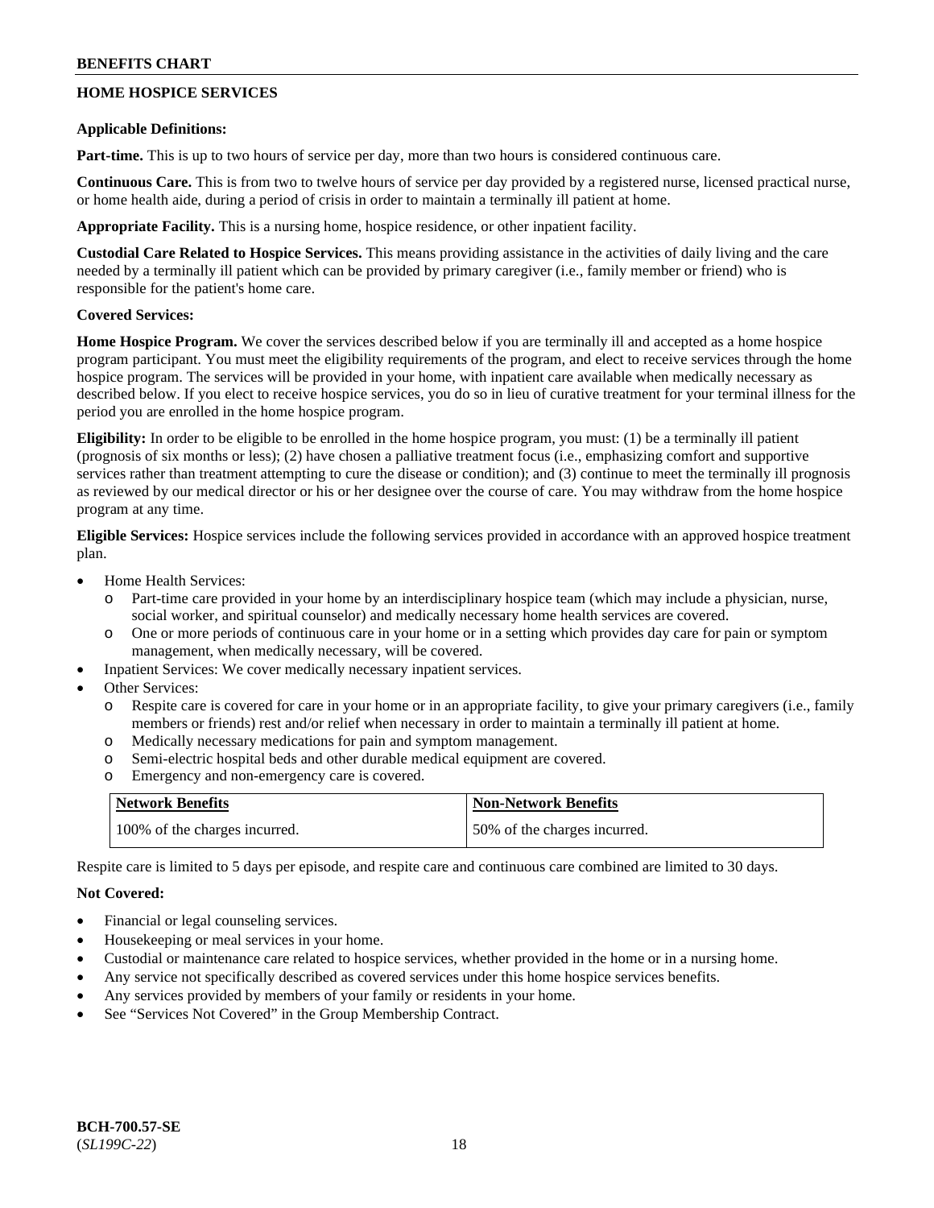## HOME HOSPICE SERVICES

**Applicable Definitions:**

**Part-time.** This is up to two hours of service per day, more than two hours is considered continuous care.

**Continuous Care.** This is from two to twelve hours of service per day provided by a registered nurse, licensed practical nurse, or home health aide, during a period of crisis in order to maintain a terminally ill patient at home.

**Appropriate Facility.** This is a nursing home, hospice residence, or other inpatient facility.

**Custodial Care Related to Hospice Services.** This means providing assistance in the activities of daily living and the care needed by a terminally ill patient which can be provided by primary caregiver (i.e., family member or friend) who is responsible for the patient's home care.

**Covered Services:**

**Home Hospice Program.** We cover the services described below if you are terminally ill and accepted as a home hospice program participant. You must meet the eligibility requirements of the program, and elect to receive services through the home hospice program. The services will be provided in your home, with inpatient care available when medically necessary as described below. If you elect to receive hospice services, you do so in lieu of curative treatment for your terminal illness for the period you are enrolled in the home hospice program.

**Eligibility:** In order to be eligible to be enrolled in the home hospice program, you must: (1) be a terminally ill patient (prognosis of six months or less); (2) have chosen a palliative treatment focus (i.e., emphasizing comfort and supportive services rather than treatment attempting to cure the disease or condition); and (3) continue to meet the terminally ill prognosis as reviewed by our medical director or his or her designee over the course of care. You may withdraw from the home hospice program at any time.

**Eligible Services:** Hospice services include the following services provided in accordance with an approved hospice treatment plan.

- Home Health Services:
  - Part-time care provided in your home by an interdisciplinary hospice team (which may include a physician, nurse, social worker, and spiritual counselor) and medically necessary home health services are covered.
  - One or more periods of continuous care in your home or in a setting which provides day care for pain or symptom management, when medically necessary, will be covered.
- Inpatient Services: We cover medically necessary inpatient services.
- Other Services:
  - Respite care is covered for care in your home or in an appropriate facility, to give your primary caregivers (i.e., family members or friends) rest and/or relief when necessary in order to maintain a terminally ill patient at home.
  - Medically necessary medications for pain and symptom management.
  - Semi-electric hospital beds and other durable medical equipment are covered.
  - Emergency and non-emergency care is covered.

| Network Benefits | Non-Network Benefits |
|---|---|
| 100% of the charges incurred. | 50% of the charges incurred. |

Respite care is limited to 5 days per episode, and respite care and continuous care combined are limited to 30 days.

**Not Covered:**

- Financial or legal counseling services.
- Housekeeping or meal services in your home.
- Custodial or maintenance care related to hospice services, whether provided in the home or in a nursing home.
- Any service not specifically described as covered services under this home hospice services benefits.
- Any services provided by members of your family or residents in your home.
- See "Services Not Covered" in the Group Membership Contract.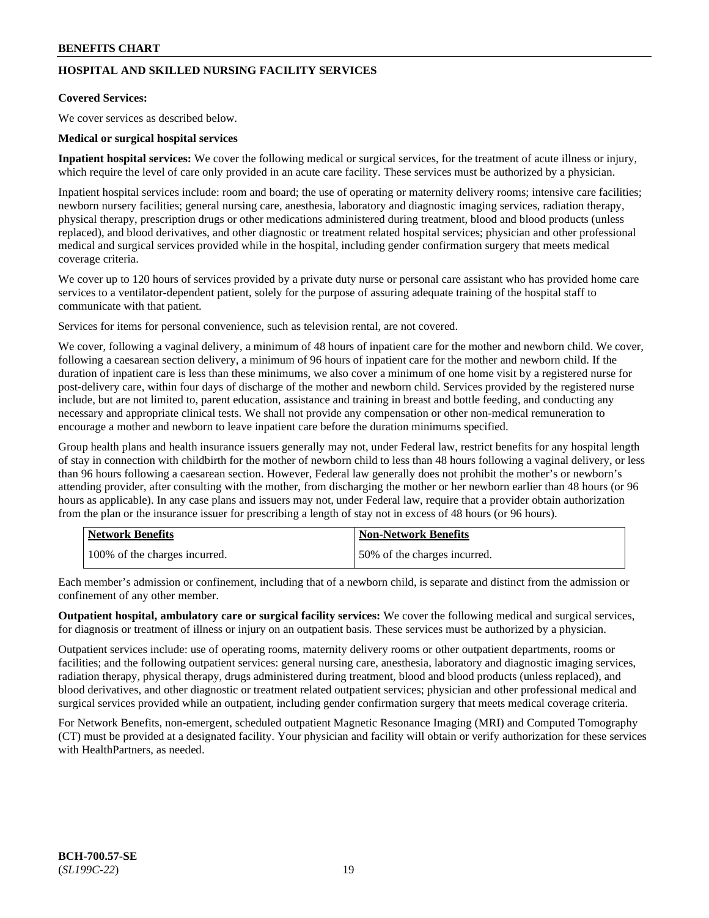## HOSPITAL AND SKILLED NURSING FACILITY SERVICES

**Covered Services:**

We cover services as described below.

**Medical or surgical hospital services**

**Inpatient hospital services:** We cover the following medical or surgical services, for the treatment of acute illness or injury, which require the level of care only provided in an acute care facility. These services must be authorized by a physician.

Inpatient hospital services include: room and board; the use of operating or maternity delivery rooms; intensive care facilities; newborn nursery facilities; general nursing care, anesthesia, laboratory and diagnostic imaging services, radiation therapy, physical therapy, prescription drugs or other medications administered during treatment, blood and blood products (unless replaced), and blood derivatives, and other diagnostic or treatment related hospital services; physician and other professional medical and surgical services provided while in the hospital, including gender confirmation surgery that meets medical coverage criteria.

We cover up to 120 hours of services provided by a private duty nurse or personal care assistant who has provided home care services to a ventilator-dependent patient, solely for the purpose of assuring adequate training of the hospital staff to communicate with that patient.

Services for items for personal convenience, such as television rental, are not covered.

We cover, following a vaginal delivery, a minimum of 48 hours of inpatient care for the mother and newborn child. We cover, following a caesarean section delivery, a minimum of 96 hours of inpatient care for the mother and newborn child. If the duration of inpatient care is less than these minimums, we also cover a minimum of one home visit by a registered nurse for post-delivery care, within four days of discharge of the mother and newborn child. Services provided by the registered nurse include, but are not limited to, parent education, assistance and training in breast and bottle feeding, and conducting any necessary and appropriate clinical tests. We shall not provide any compensation or other non-medical remuneration to encourage a mother and newborn to leave inpatient care before the duration minimums specified.

Group health plans and health insurance issuers generally may not, under Federal law, restrict benefits for any hospital length of stay in connection with childbirth for the mother of newborn child to less than 48 hours following a vaginal delivery, or less than 96 hours following a caesarean section. However, Federal law generally does not prohibit the mother's or newborn's attending provider, after consulting with the mother, from discharging the mother or her newborn earlier than 48 hours (or 96 hours as applicable). In any case plans and issuers may not, under Federal law, require that a provider obtain authorization from the plan or the insurance issuer for prescribing a length of stay not in excess of 48 hours (or 96 hours).

| Network Benefits | Non-Network Benefits |
|---|---|
| 100% of the charges incurred. | 50% of the charges incurred. |

Each member's admission or confinement, including that of a newborn child, is separate and distinct from the admission or confinement of any other member.

**Outpatient hospital, ambulatory care or surgical facility services:** We cover the following medical and surgical services, for diagnosis or treatment of illness or injury on an outpatient basis. These services must be authorized by a physician.

Outpatient services include: use of operating rooms, maternity delivery rooms or other outpatient departments, rooms or facilities; and the following outpatient services: general nursing care, anesthesia, laboratory and diagnostic imaging services, radiation therapy, physical therapy, drugs administered during treatment, blood and blood products (unless replaced), and blood derivatives, and other diagnostic or treatment related outpatient services; physician and other professional medical and surgical services provided while an outpatient, including gender confirmation surgery that meets medical coverage criteria.

For Network Benefits, non-emergent, scheduled outpatient Magnetic Resonance Imaging (MRI) and Computed Tomography (CT) must be provided at a designated facility. Your physician and facility will obtain or verify authorization for these services with HealthPartners, as needed.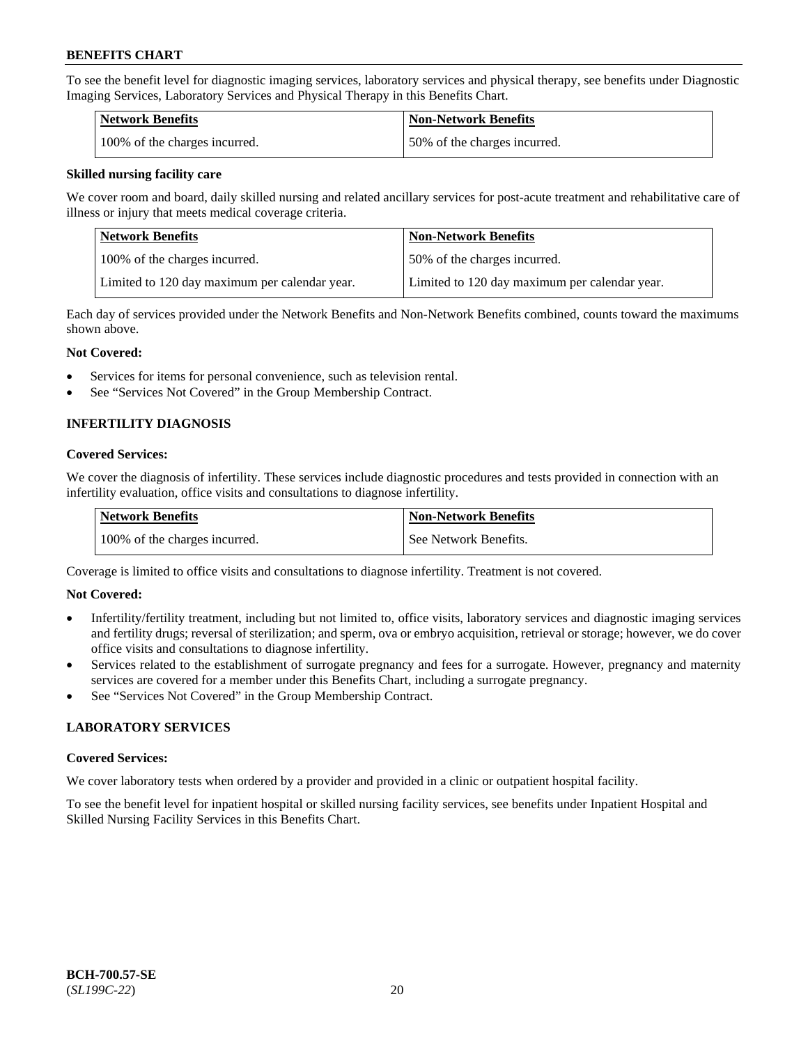To see the benefit level for diagnostic imaging services, laboratory services and physical therapy, see benefits under Diagnostic Imaging Services, Laboratory Services and Physical Therapy in this Benefits Chart.

| Network Benefits | Non-Network Benefits |
|---|---|
| 100% of the charges incurred. | 50% of the charges incurred. |

**Skilled nursing facility care**

We cover room and board, daily skilled nursing and related ancillary services for post-acute treatment and rehabilitative care of illness or injury that meets medical coverage criteria.

| Network Benefits | Non-Network Benefits |
|---|---|
| 100% of the charges incurred. | 50% of the charges incurred. |
| Limited to 120 day maximum per calendar year. | Limited to 120 day maximum per calendar year. |

Each day of services provided under the Network Benefits and Non-Network Benefits combined, counts toward the maximums shown above.

**Not Covered:**

- Services for items for personal convenience, such as television rental.
- See "Services Not Covered" in the Group Membership Contract.

## INFERTILITY DIAGNOSIS

**Covered Services:**

We cover the diagnosis of infertility. These services include diagnostic procedures and tests provided in connection with an infertility evaluation, office visits and consultations to diagnose infertility.

| Network Benefits | Non-Network Benefits |
|---|---|
| 100% of the charges incurred. | See Network Benefits. |

Coverage is limited to office visits and consultations to diagnose infertility. Treatment is not covered.

**Not Covered:**

- Infertility/fertility treatment, including but not limited to, office visits, laboratory services and diagnostic imaging services and fertility drugs; reversal of sterilization; and sperm, ova or embryo acquisition, retrieval or storage; however, we do cover office visits and consultations to diagnose infertility.
- Services related to the establishment of surrogate pregnancy and fees for a surrogate. However, pregnancy and maternity services are covered for a member under this Benefits Chart, including a surrogate pregnancy.
- See "Services Not Covered" in the Group Membership Contract.

## LABORATORY SERVICES

**Covered Services:**

We cover laboratory tests when ordered by a provider and provided in a clinic or outpatient hospital facility.

To see the benefit level for inpatient hospital or skilled nursing facility services, see benefits under Inpatient Hospital and Skilled Nursing Facility Services in this Benefits Chart.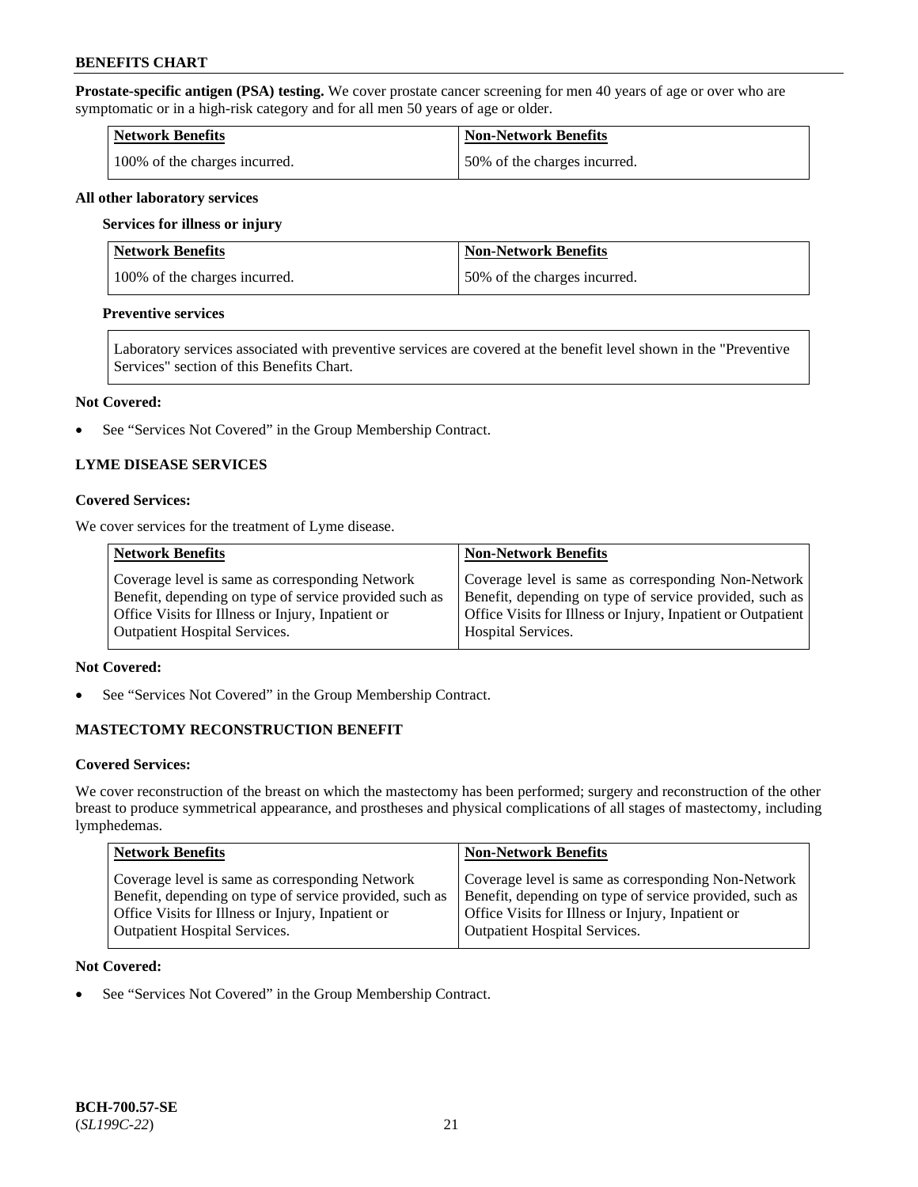**Prostate-specific antigen (PSA) testing.** We cover prostate cancer screening for men 40 years of age or over who are symptomatic or in a high-risk category and for all men 50 years of age or older.

| Network Benefits | Non-Network Benefits |
| --- | --- |
| 100% of the charges incurred. | 50% of the charges incurred. |

**All other laboratory services**

**Services for illness or injury**

| Network Benefits | Non-Network Benefits |
| --- | --- |
| 100% of the charges incurred. | 50% of the charges incurred. |

**Preventive services**

| Laboratory services associated with preventive services are covered at the benefit level shown in the "Preventive Services" section of this Benefits Chart. |
| --- |

**Not Covered:**

- See "Services Not Covered" in the Group Membership Contract.

**LYME DISEASE SERVICES**

**Covered Services:**

We cover services for the treatment of Lyme disease.

| Network Benefits | Non-Network Benefits |
| --- | --- |
| Coverage level is same as corresponding Network Benefit, depending on type of service provided such as Office Visits for Illness or Injury, Inpatient or Outpatient Hospital Services. | Coverage level is same as corresponding Non-Network Benefit, depending on type of service provided, such as Office Visits for Illness or Injury, Inpatient or Outpatient Hospital Services. |

**Not Covered:**

- See "Services Not Covered" in the Group Membership Contract.

**MASTECTOMY RECONSTRUCTION BENEFIT**

**Covered Services:**

We cover reconstruction of the breast on which the mastectomy has been performed; surgery and reconstruction of the other breast to produce symmetrical appearance, and prostheses and physical complications of all stages of mastectomy, including lymphedemas.

| Network Benefits | Non-Network Benefits |
| --- | --- |
| Coverage level is same as corresponding Network Benefit, depending on type of service provided, such as Office Visits for Illness or Injury, Inpatient or Outpatient Hospital Services. | Coverage level is same as corresponding Non-Network Benefit, depending on type of service provided, such as Office Visits for Illness or Injury, Inpatient or Outpatient Hospital Services. |

**Not Covered:**

- See "Services Not Covered" in the Group Membership Contract.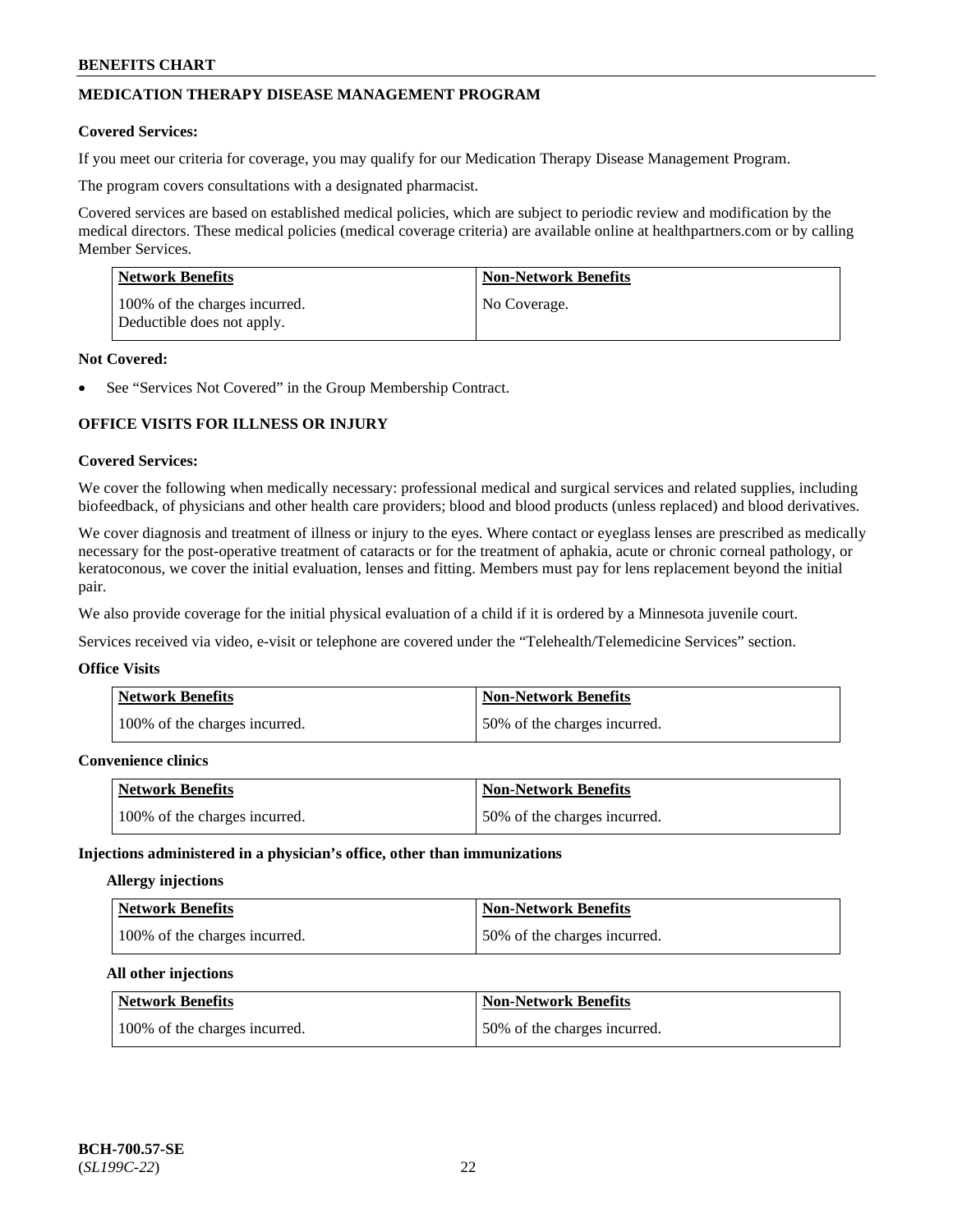## MEDICATION THERAPY DISEASE MANAGEMENT PROGRAM

**Covered Services:**

If you meet our criteria for coverage, you may qualify for our Medication Therapy Disease Management Program.

The program covers consultations with a designated pharmacist.

Covered services are based on established medical policies, which are subject to periodic review and modification by the medical directors. These medical policies (medical coverage criteria) are available online at healthpartners.com or by calling Member Services.

| Network Benefits | Non-Network Benefits |
|---|---|
| 100% of the charges incurred. Deductible does not apply. | No Coverage. |

**Not Covered:**

- See "Services Not Covered" in the Group Membership Contract.

## OFFICE VISITS FOR ILLNESS OR INJURY

**Covered Services:**

We cover the following when medically necessary: professional medical and surgical services and related supplies, including biofeedback, of physicians and other health care providers; blood and blood products (unless replaced) and blood derivatives.

We cover diagnosis and treatment of illness or injury to the eyes. Where contact or eyeglass lenses are prescribed as medically necessary for the post-operative treatment of cataracts or for the treatment of aphakia, acute or chronic corneal pathology, or keratoconous, we cover the initial evaluation, lenses and fitting. Members must pay for lens replacement beyond the initial pair.

We also provide coverage for the initial physical evaluation of a child if it is ordered by a Minnesota juvenile court.

Services received via video, e-visit or telephone are covered under the "Telehealth/Telemedicine Services" section.

**Office Visits**

| Network Benefits | Non-Network Benefits |
|---|---|
| 100% of the charges incurred. | 50% of the charges incurred. |

**Convenience clinics**

| Network Benefits | Non-Network Benefits |
|---|---|
| 100% of the charges incurred. | 50% of the charges incurred. |

**Injections administered in a physician's office, other than immunizations**

**Allergy injections**

| Network Benefits | Non-Network Benefits |
|---|---|
| 100% of the charges incurred. | 50% of the charges incurred. |

**All other injections**

| Network Benefits | Non-Network Benefits |
|---|---|
| 100% of the charges incurred. | 50% of the charges incurred. |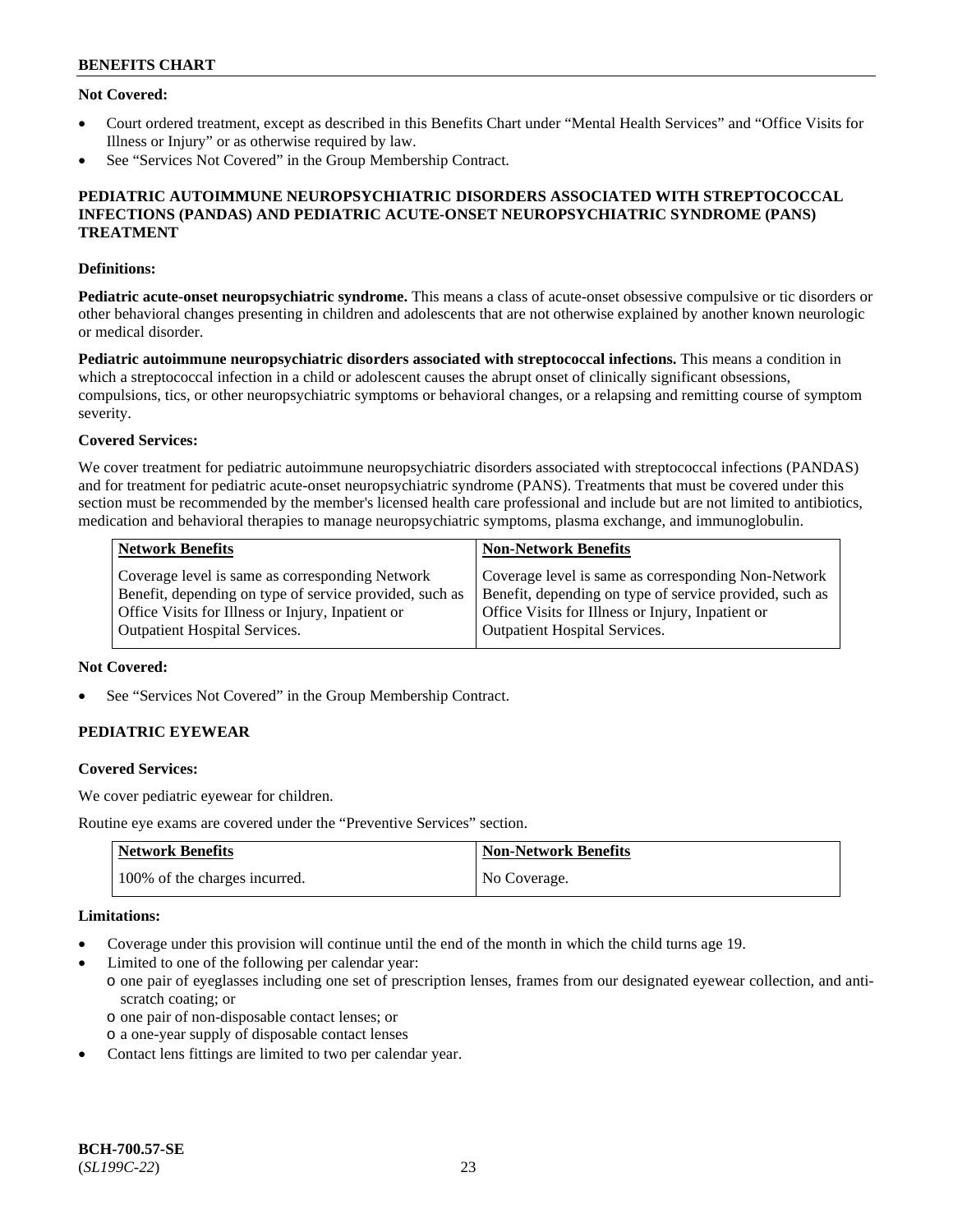**Not Covered:**

- Court ordered treatment, except as described in this Benefits Chart under "Mental Health Services" and "Office Visits for Illness or Injury" or as otherwise required by law.
- See "Services Not Covered" in the Group Membership Contract.

### PEDIATRIC AUTOIMMUNE NEUROPSYCHIATRIC DISORDERS ASSOCIATED WITH STREPTOCOCCAL INFECTIONS (PANDAS) AND PEDIATRIC ACUTE-ONSET NEUROPSYCHIATRIC SYNDROME (PANS) TREATMENT

**Definitions:**

**Pediatric acute-onset neuropsychiatric syndrome.** This means a class of acute-onset obsessive compulsive or tic disorders or other behavioral changes presenting in children and adolescents that are not otherwise explained by another known neurologic or medical disorder.

**Pediatric autoimmune neuropsychiatric disorders associated with streptococcal infections.** This means a condition in which a streptococcal infection in a child or adolescent causes the abrupt onset of clinically significant obsessions, compulsions, tics, or other neuropsychiatric symptoms or behavioral changes, or a relapsing and remitting course of symptom severity.

**Covered Services:**

We cover treatment for pediatric autoimmune neuropsychiatric disorders associated with streptococcal infections (PANDAS) and for treatment for pediatric acute-onset neuropsychiatric syndrome (PANS). Treatments that must be covered under this section must be recommended by the member's licensed health care professional and include but are not limited to antibiotics, medication and behavioral therapies to manage neuropsychiatric symptoms, plasma exchange, and immunoglobulin.

| Network Benefits | Non-Network Benefits |
|---|---|
| Coverage level is same as corresponding Network Benefit, depending on type of service provided, such as Office Visits for Illness or Injury, Inpatient or Outpatient Hospital Services. | Coverage level is same as corresponding Non-Network Benefit, depending on type of service provided, such as Office Visits for Illness or Injury, Inpatient or Outpatient Hospital Services. |

**Not Covered:**

- See "Services Not Covered" in the Group Membership Contract.

### PEDIATRIC EYEWEAR

**Covered Services:**

We cover pediatric eyewear for children.

Routine eye exams are covered under the "Preventive Services" section.

| Network Benefits | Non-Network Benefits |
|---|---|
| 100% of the charges incurred. | No Coverage. |

**Limitations:**

- Coverage under this provision will continue until the end of the month in which the child turns age 19.
- Limited to one of the following per calendar year:
  - one pair of eyeglasses including one set of prescription lenses, frames from our designated eyewear collection, and anti-scratch coating; or
  - one pair of non-disposable contact lenses; or
  - a one-year supply of disposable contact lenses
- Contact lens fittings are limited to two per calendar year.

BCH-700.57-SE
(*SL199C-22*)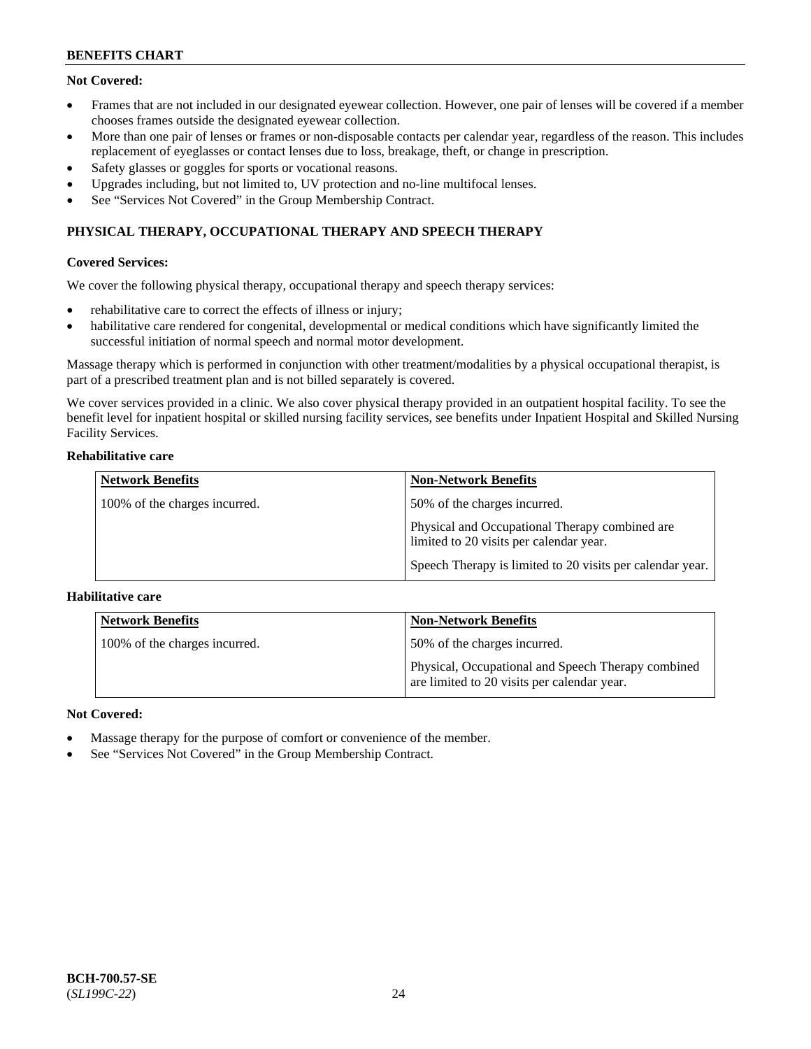**Not Covered:**

- Frames that are not included in our designated eyewear collection. However, one pair of lenses will be covered if a member chooses frames outside the designated eyewear collection.
- More than one pair of lenses or frames or non-disposable contacts per calendar year, regardless of the reason. This includes replacement of eyeglasses or contact lenses due to loss, breakage, theft, or change in prescription.
- Safety glasses or goggles for sports or vocational reasons.
- Upgrades including, but not limited to, UV protection and no-line multifocal lenses.
- See "Services Not Covered" in the Group Membership Contract.

## PHYSICAL THERAPY, OCCUPATIONAL THERAPY AND SPEECH THERAPY

**Covered Services:**

We cover the following physical therapy, occupational therapy and speech therapy services:

- rehabilitative care to correct the effects of illness or injury;
- habilitative care rendered for congenital, developmental or medical conditions which have significantly limited the successful initiation of normal speech and normal motor development.

Massage therapy which is performed in conjunction with other treatment/modalities by a physical occupational therapist, is part of a prescribed treatment plan and is not billed separately is covered.

We cover services provided in a clinic. We also cover physical therapy provided in an outpatient hospital facility. To see the benefit level for inpatient hospital or skilled nursing facility services, see benefits under Inpatient Hospital and Skilled Nursing Facility Services.

**Rehabilitative care**

| Network Benefits | Non-Network Benefits |
|---|---|
| 100% of the charges incurred. | 50% of the charges incurred.<br><br>Physical and Occupational Therapy combined are limited to 20 visits per calendar year.<br><br>Speech Therapy is limited to 20 visits per calendar year. |

**Habilitative care**

| Network Benefits | Non-Network Benefits |
|---|---|
| 100% of the charges incurred. | 50% of the charges incurred.<br><br>Physical, Occupational and Speech Therapy combined are limited to 20 visits per calendar year. |

**Not Covered:**

- Massage therapy for the purpose of comfort or convenience of the member.
- See "Services Not Covered" in the Group Membership Contract.

**BCH-700.57-SE**
(*SL199C-22*)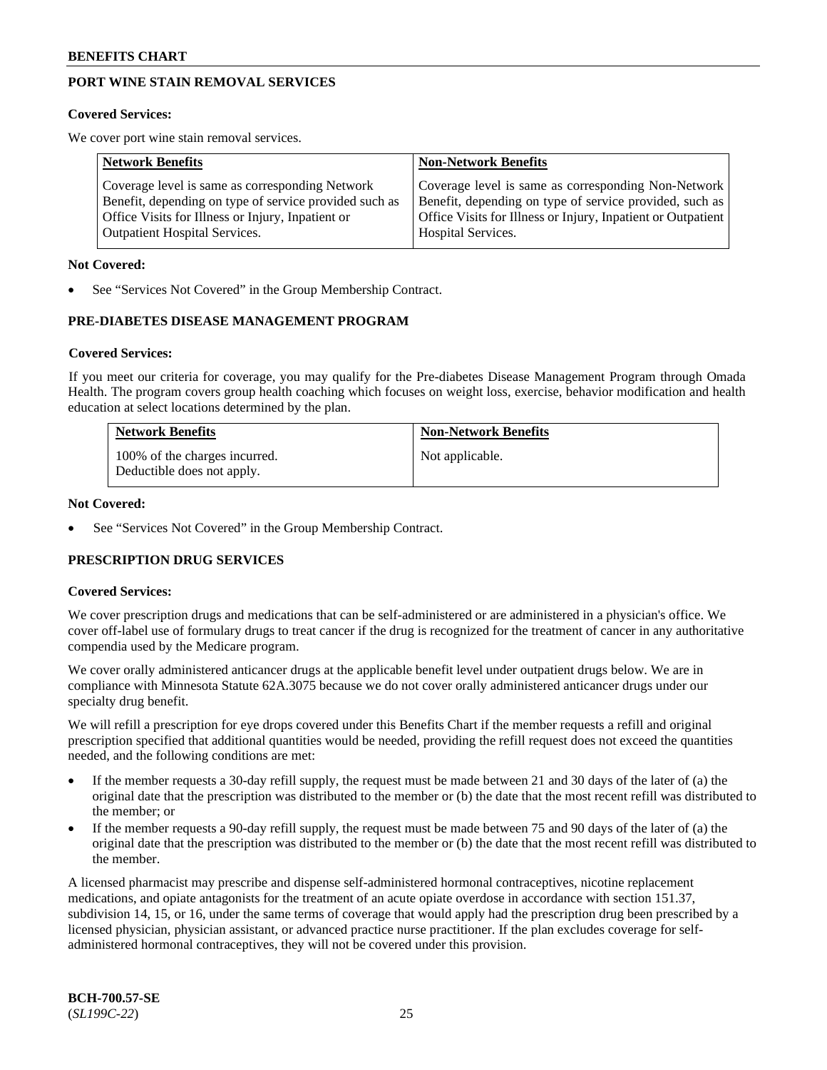## PORT WINE STAIN REMOVAL SERVICES

**Covered Services:**

We cover port wine stain removal services.

| Network Benefits | Non-Network Benefits |
|---|---|
| Coverage level is same as corresponding Network Benefit, depending on type of service provided such as Office Visits for Illness or Injury, Inpatient or Outpatient Hospital Services. | Coverage level is same as corresponding Non-Network Benefit, depending on type of service provided, such as Office Visits for Illness or Injury, Inpatient or Outpatient Hospital Services. |

**Not Covered:**

- See "Services Not Covered" in the Group Membership Contract.

## PRE-DIABETES DISEASE MANAGEMENT PROGRAM

**Covered Services:**

If you meet our criteria for coverage, you may qualify for the Pre-diabetes Disease Management Program through Omada Health. The program covers group health coaching which focuses on weight loss, exercise, behavior modification and health education at select locations determined by the plan.

| Network Benefits | Non-Network Benefits |
|---|---|
| 100% of the charges incurred. Deductible does not apply. | Not applicable. |

**Not Covered:**

- See "Services Not Covered" in the Group Membership Contract.

## PRESCRIPTION DRUG SERVICES

**Covered Services:**

We cover prescription drugs and medications that can be self-administered or are administered in a physician's office. We cover off-label use of formulary drugs to treat cancer if the drug is recognized for the treatment of cancer in any authoritative compendia used by the Medicare program.

We cover orally administered anticancer drugs at the applicable benefit level under outpatient drugs below. We are in compliance with Minnesota Statute 62A.3075 because we do not cover orally administered anticancer drugs under our specialty drug benefit.

We will refill a prescription for eye drops covered under this Benefits Chart if the member requests a refill and original prescription specified that additional quantities would be needed, providing the refill request does not exceed the quantities needed, and the following conditions are met:

- If the member requests a 30-day refill supply, the request must be made between 21 and 30 days of the later of (a) the original date that the prescription was distributed to the member or (b) the date that the most recent refill was distributed to the member; or
- If the member requests a 90-day refill supply, the request must be made between 75 and 90 days of the later of (a) the original date that the prescription was distributed to the member or (b) the date that the most recent refill was distributed to the member.

A licensed pharmacist may prescribe and dispense self-administered hormonal contraceptives, nicotine replacement medications, and opiate antagonists for the treatment of an acute opiate overdose in accordance with section 151.37, subdivision 14, 15, or 16, under the same terms of coverage that would apply had the prescription drug been prescribed by a licensed physician, physician assistant, or advanced practice nurse practitioner. If the plan excludes coverage for self-administered hormonal contraceptives, they will not be covered under this provision.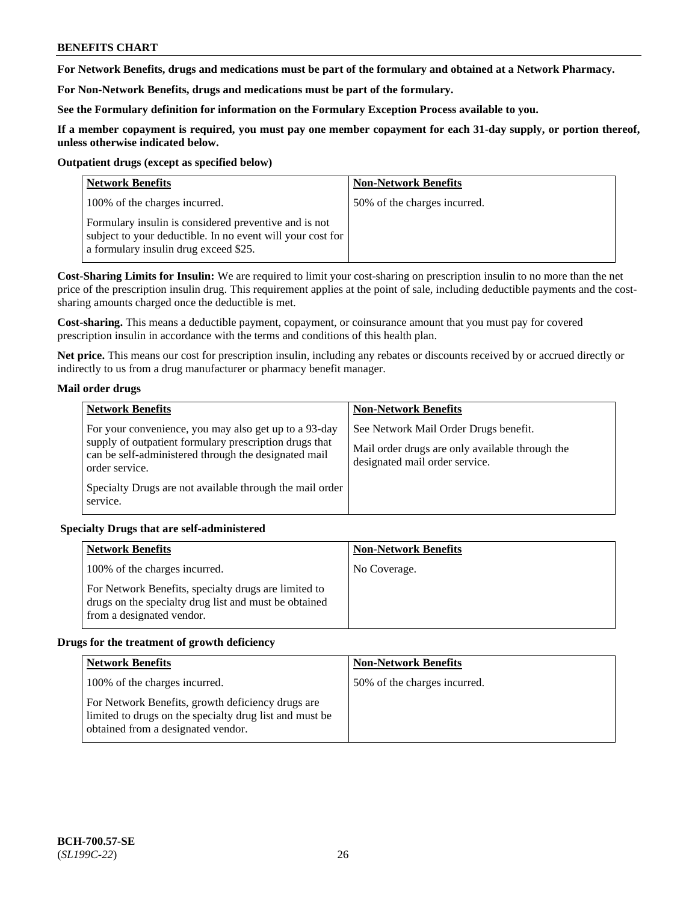**For Network Benefits, drugs and medications must be part of the formulary and obtained at a Network Pharmacy.**

**For Non-Network Benefits, drugs and medications must be part of the formulary.**

**See the Formulary definition for information on the Formulary Exception Process available to you.**

**If a member copayment is required, you must pay one member copayment for each 31-day supply, or portion thereof, unless otherwise indicated below.**

**Outpatient drugs (except as specified below)**

| Network Benefits | Non-Network Benefits |
|---|---|
| 100% of the charges incurred.<br><br>Formulary insulin is considered preventive and is not subject to your deductible. In no event will your cost for a formulary insulin drug exceed $25. | 50% of the charges incurred. |

**Cost-Sharing Limits for Insulin:** We are required to limit your cost-sharing on prescription insulin to no more than the net price of the prescription insulin drug. This requirement applies at the point of sale, including deductible payments and the cost-sharing amounts charged once the deductible is met.

**Cost-sharing.** This means a deductible payment, copayment, or coinsurance amount that you must pay for covered prescription insulin in accordance with the terms and conditions of this health plan.

**Net price.** This means our cost for prescription insulin, including any rebates or discounts received by or accrued directly or indirectly to us from a drug manufacturer or pharmacy benefit manager.

**Mail order drugs**

| Network Benefits | Non-Network Benefits |
|---|---|
| For your convenience, you may also get up to a 93-day supply of outpatient formulary prescription drugs that can be self-administered through the designated mail order service.<br><br>Specialty Drugs are not available through the mail order service. | See Network Mail Order Drugs benefit.<br><br>Mail order drugs are only available through the designated mail order service. |

**Specialty Drugs that are self-administered**

| Network Benefits | Non-Network Benefits |
|---|---|
| 100% of the charges incurred.<br><br>For Network Benefits, specialty drugs are limited to drugs on the specialty drug list and must be obtained from a designated vendor. | No Coverage. |

**Drugs for the treatment of growth deficiency**

| Network Benefits | Non-Network Benefits |
|---|---|
| 100% of the charges incurred.<br><br>For Network Benefits, growth deficiency drugs are limited to drugs on the specialty drug list and must be obtained from a designated vendor. | 50% of the charges incurred. |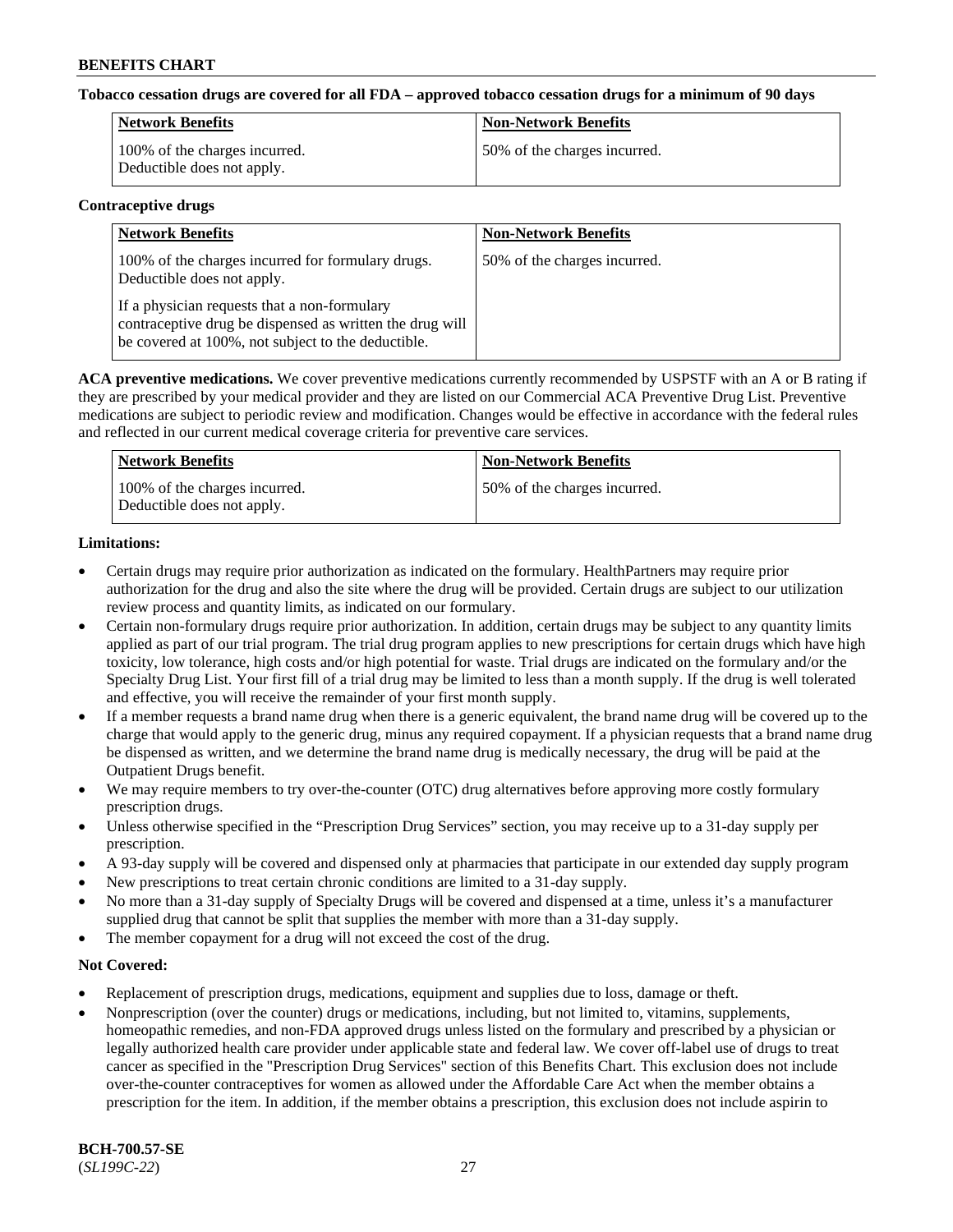**Tobacco cessation drugs are covered for all FDA – approved tobacco cessation drugs for a minimum of 90 days**

| Network Benefits | Non-Network Benefits |
| --- | --- |
| 100% of the charges incurred. Deductible does not apply. | 50% of the charges incurred. |

**Contraceptive drugs**

| Network Benefits | Non-Network Benefits |
| --- | --- |
| 100% of the charges incurred for formulary drugs. Deductible does not apply.<br><br>If a physician requests that a non-formulary contraceptive drug be dispensed as written the drug will be covered at 100%, not subject to the deductible. | 50% of the charges incurred. |

**ACA preventive medications.** We cover preventive medications currently recommended by USPSTF with an A or B rating if they are prescribed by your medical provider and they are listed on our Commercial ACA Preventive Drug List. Preventive medications are subject to periodic review and modification. Changes would be effective in accordance with the federal rules and reflected in our current medical coverage criteria for preventive care services.

| Network Benefits | Non-Network Benefits |
| --- | --- |
| 100% of the charges incurred. Deductible does not apply. | 50% of the charges incurred. |

**Limitations:**

- Certain drugs may require prior authorization as indicated on the formulary. HealthPartners may require prior authorization for the drug and also the site where the drug will be provided. Certain drugs are subject to our utilization review process and quantity limits, as indicated on our formulary.
- Certain non-formulary drugs require prior authorization. In addition, certain drugs may be subject to any quantity limits applied as part of our trial program. The trial drug program applies to new prescriptions for certain drugs which have high toxicity, low tolerance, high costs and/or high potential for waste. Trial drugs are indicated on the formulary and/or the Specialty Drug List. Your first fill of a trial drug may be limited to less than a month supply. If the drug is well tolerated and effective, you will receive the remainder of your first month supply.
- If a member requests a brand name drug when there is a generic equivalent, the brand name drug will be covered up to the charge that would apply to the generic drug, minus any required copayment. If a physician requests that a brand name drug be dispensed as written, and we determine the brand name drug is medically necessary, the drug will be paid at the Outpatient Drugs benefit.
- We may require members to try over-the-counter (OTC) drug alternatives before approving more costly formulary prescription drugs.
- Unless otherwise specified in the "Prescription Drug Services" section, you may receive up to a 31-day supply per prescription.
- A 93-day supply will be covered and dispensed only at pharmacies that participate in our extended day supply program
- New prescriptions to treat certain chronic conditions are limited to a 31-day supply.
- No more than a 31-day supply of Specialty Drugs will be covered and dispensed at a time, unless it's a manufacturer supplied drug that cannot be split that supplies the member with more than a 31-day supply.
- The member copayment for a drug will not exceed the cost of the drug.

**Not Covered:**

- Replacement of prescription drugs, medications, equipment and supplies due to loss, damage or theft.
- Nonprescription (over the counter) drugs or medications, including, but not limited to, vitamins, supplements, homeopathic remedies, and non-FDA approved drugs unless listed on the formulary and prescribed by a physician or legally authorized health care provider under applicable state and federal law. We cover off-label use of drugs to treat cancer as specified in the "Prescription Drug Services" section of this Benefits Chart. This exclusion does not include over-the-counter contraceptives for women as allowed under the Affordable Care Act when the member obtains a prescription for the item. In addition, if the member obtains a prescription, this exclusion does not include aspirin to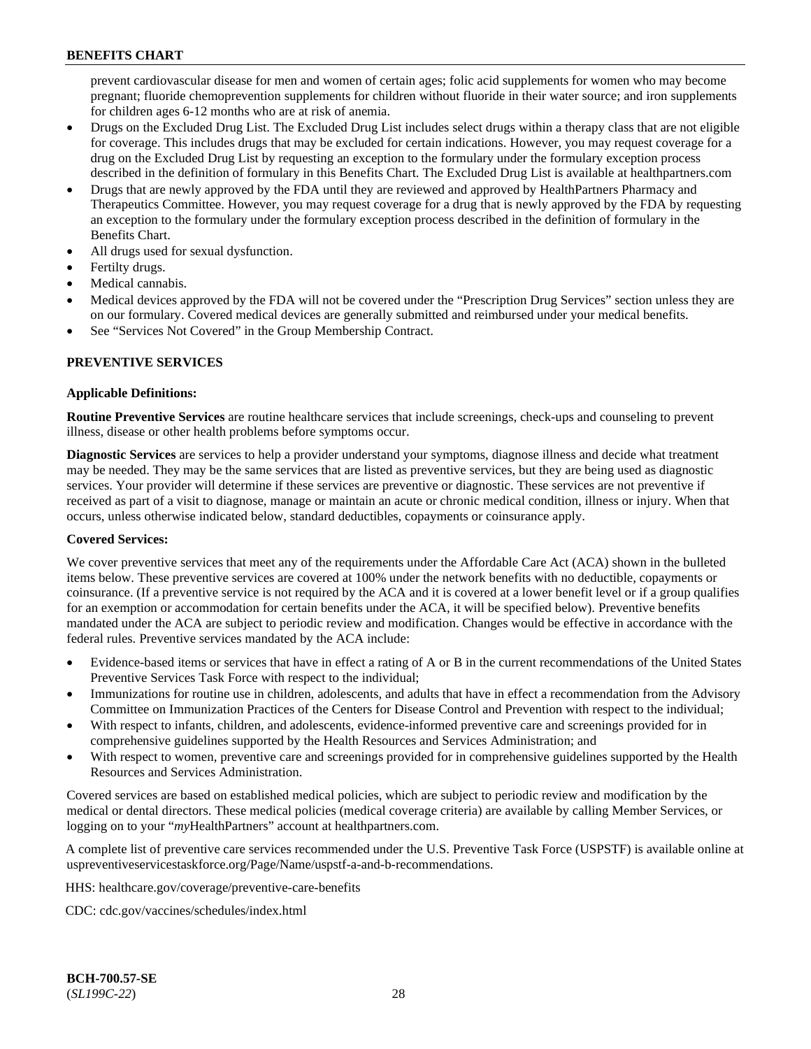prevent cardiovascular disease for men and women of certain ages; folic acid supplements for women who may become pregnant; fluoride chemoprevention supplements for children without fluoride in their water source; and iron supplements for children ages 6-12 months who are at risk of anemia.

- Drugs on the Excluded Drug List. The Excluded Drug List includes select drugs within a therapy class that are not eligible for coverage. This includes drugs that may be excluded for certain indications. However, you may request coverage for a drug on the Excluded Drug List by requesting an exception to the formulary under the formulary exception process described in the definition of formulary in this Benefits Chart. The Excluded Drug List is available at healthpartners.com
- Drugs that are newly approved by the FDA until they are reviewed and approved by HealthPartners Pharmacy and Therapeutics Committee. However, you may request coverage for a drug that is newly approved by the FDA by requesting an exception to the formulary under the formulary exception process described in the definition of formulary in the Benefits Chart.
- All drugs used for sexual dysfunction.
- Fertilty drugs.
- Medical cannabis.
- Medical devices approved by the FDA will not be covered under the "Prescription Drug Services" section unless they are on our formulary. Covered medical devices are generally submitted and reimbursed under your medical benefits.
- See "Services Not Covered" in the Group Membership Contract.

## PREVENTIVE SERVICES

### Applicable Definitions:

**Routine Preventive Services** are routine healthcare services that include screenings, check-ups and counseling to prevent illness, disease or other health problems before symptoms occur.

**Diagnostic Services** are services to help a provider understand your symptoms, diagnose illness and decide what treatment may be needed. They may be the same services that are listed as preventive services, but they are being used as diagnostic services. Your provider will determine if these services are preventive or diagnostic. These services are not preventive if received as part of a visit to diagnose, manage or maintain an acute or chronic medical condition, illness or injury. When that occurs, unless otherwise indicated below, standard deductibles, copayments or coinsurance apply.

### Covered Services:

We cover preventive services that meet any of the requirements under the Affordable Care Act (ACA) shown in the bulleted items below. These preventive services are covered at 100% under the network benefits with no deductible, copayments or coinsurance. (If a preventive service is not required by the ACA and it is covered at a lower benefit level or if a group qualifies for an exemption or accommodation for certain benefits under the ACA, it will be specified below). Preventive benefits mandated under the ACA are subject to periodic review and modification. Changes would be effective in accordance with the federal rules. Preventive services mandated by the ACA include:

- Evidence-based items or services that have in effect a rating of A or B in the current recommendations of the United States Preventive Services Task Force with respect to the individual;
- Immunizations for routine use in children, adolescents, and adults that have in effect a recommendation from the Advisory Committee on Immunization Practices of the Centers for Disease Control and Prevention with respect to the individual;
- With respect to infants, children, and adolescents, evidence-informed preventive care and screenings provided for in comprehensive guidelines supported by the Health Resources and Services Administration; and
- With respect to women, preventive care and screenings provided for in comprehensive guidelines supported by the Health Resources and Services Administration.

Covered services are based on established medical policies, which are subject to periodic review and modification by the medical or dental directors. These medical policies (medical coverage criteria) are available by calling Member Services, or logging on to your "*my*HealthPartners" account at healthpartners.com.

A complete list of preventive care services recommended under the U.S. Preventive Task Force (USPSTF) is available online at uspreventiveservicestaskforce.org/Page/Name/uspstf-a-and-b-recommendations.

HHS: healthcare.gov/coverage/preventive-care-benefits

CDC: cdc.gov/vaccines/schedules/index.html

**BCH-700.57-SE**
(*SL199C-22*)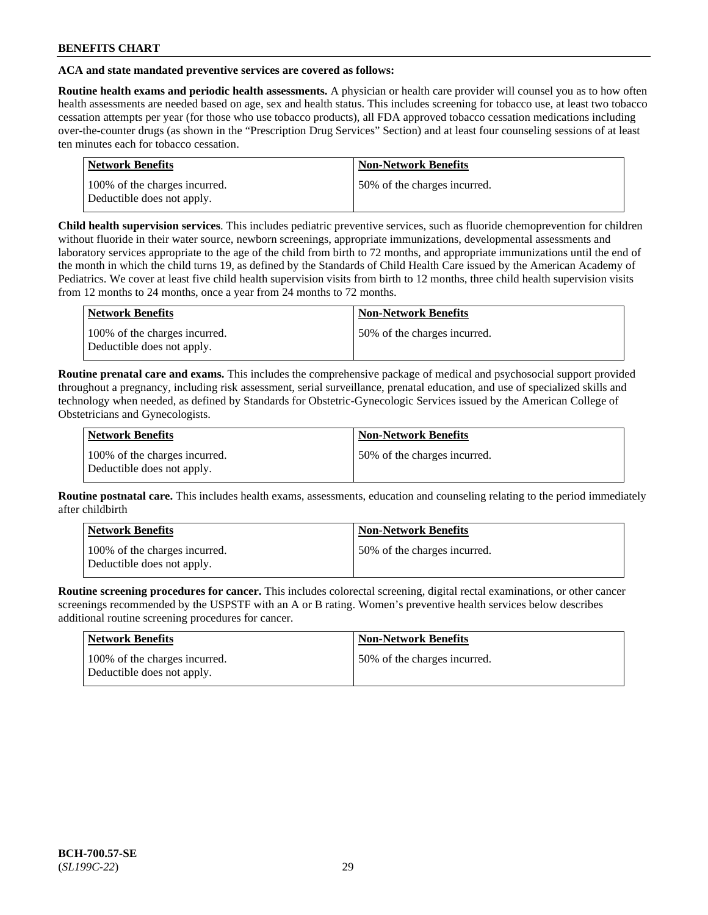**BENEFITS CHART**

**ACA and state mandated preventive services are covered as follows:**

**Routine health exams and periodic health assessments.** A physician or health care provider will counsel you as to how often health assessments are needed based on age, sex and health status. This includes screening for tobacco use, at least two tobacco cessation attempts per year (for those who use tobacco products), all FDA approved tobacco cessation medications including over-the-counter drugs (as shown in the "Prescription Drug Services" Section) and at least four counseling sessions of at least ten minutes each for tobacco cessation.

| Network Benefits | Non-Network Benefits |
|---|---|
| 100% of the charges incurred. Deductible does not apply. | 50% of the charges incurred. |

**Child health supervision services**. This includes pediatric preventive services, such as fluoride chemoprevention for children without fluoride in their water source, newborn screenings, appropriate immunizations, developmental assessments and laboratory services appropriate to the age of the child from birth to 72 months, and appropriate immunizations until the end of the month in which the child turns 19, as defined by the Standards of Child Health Care issued by the American Academy of Pediatrics. We cover at least five child health supervision visits from birth to 12 months, three child health supervision visits from 12 months to 24 months, once a year from 24 months to 72 months.

| Network Benefits | Non-Network Benefits |
|---|---|
| 100% of the charges incurred. Deductible does not apply. | 50% of the charges incurred. |

**Routine prenatal care and exams.** This includes the comprehensive package of medical and psychosocial support provided throughout a pregnancy, including risk assessment, serial surveillance, prenatal education, and use of specialized skills and technology when needed, as defined by Standards for Obstetric-Gynecologic Services issued by the American College of Obstetricians and Gynecologists.

| Network Benefits | Non-Network Benefits |
|---|---|
| 100% of the charges incurred. Deductible does not apply. | 50% of the charges incurred. |

**Routine postnatal care.** This includes health exams, assessments, education and counseling relating to the period immediately after childbirth

| Network Benefits | Non-Network Benefits |
|---|---|
| 100% of the charges incurred. Deductible does not apply. | 50% of the charges incurred. |

**Routine screening procedures for cancer.** This includes colorectal screening, digital rectal examinations, or other cancer screenings recommended by the USPSTF with an A or B rating. Women's preventive health services below describes additional routine screening procedures for cancer.

| Network Benefits | Non-Network Benefits |
|---|---|
| 100% of the charges incurred. Deductible does not apply. | 50% of the charges incurred. |

**BCH-700.57-SE**
(*SL199C-22*)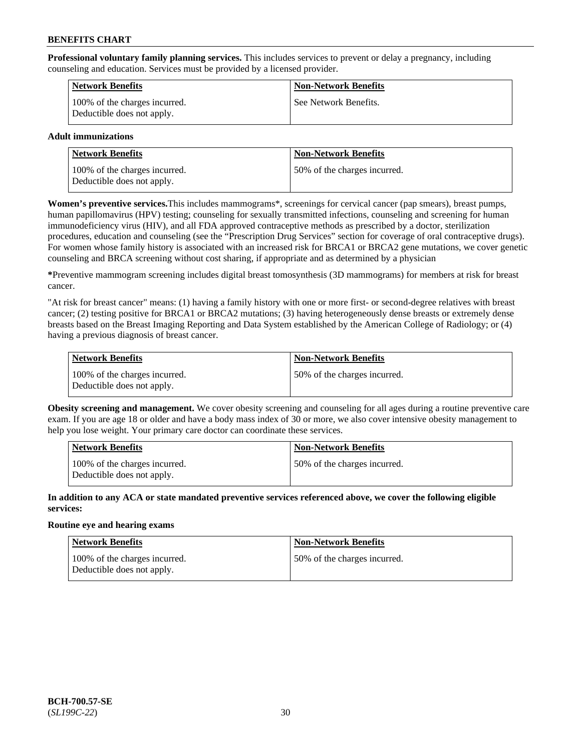**Professional voluntary family planning services.** This includes services to prevent or delay a pregnancy, including counseling and education. Services must be provided by a licensed provider.

| Network Benefits | Non-Network Benefits |
| --- | --- |
| 100% of the charges incurred. Deductible does not apply. | See Network Benefits. |

**Adult immunizations**

| Network Benefits | Non-Network Benefits |
| --- | --- |
| 100% of the charges incurred. Deductible does not apply. | 50% of the charges incurred. |

**Women's preventive services.** This includes mammograms*, screenings for cervical cancer (pap smears), breast pumps, human papillomavirus (HPV) testing; counseling for sexually transmitted infections, counseling and screening for human immunodeficiency virus (HIV), and all FDA approved contraceptive methods as prescribed by a doctor, sterilization procedures, education and counseling (see the "Prescription Drug Services" section for coverage of oral contraceptive drugs). For women whose family history is associated with an increased risk for BRCA1 or BRCA2 gene mutations, we cover genetic counseling and BRCA screening without cost sharing, if appropriate and as determined by a physician

**\***Preventive mammogram screening includes digital breast tomosynthesis (3D mammograms) for members at risk for breast cancer.

"At risk for breast cancer" means: (1) having a family history with one or more first- or second-degree relatives with breast cancer; (2) testing positive for BRCA1 or BRCA2 mutations; (3) having heterogeneously dense breasts or extremely dense breasts based on the Breast Imaging Reporting and Data System established by the American College of Radiology; or (4) having a previous diagnosis of breast cancer.

| Network Benefits | Non-Network Benefits |
| --- | --- |
| 100% of the charges incurred. Deductible does not apply. | 50% of the charges incurred. |

**Obesity screening and management.** We cover obesity screening and counseling for all ages during a routine preventive care exam. If you are age 18 or older and have a body mass index of 30 or more, we also cover intensive obesity management to help you lose weight. Your primary care doctor can coordinate these services.

| Network Benefits | Non-Network Benefits |
| --- | --- |
| 100% of the charges incurred. Deductible does not apply. | 50% of the charges incurred. |

**In addition to any ACA or state mandated preventive services referenced above, we cover the following eligible services:**

**Routine eye and hearing exams**

| Network Benefits | Non-Network Benefits |
| --- | --- |
| 100% of the charges incurred. Deductible does not apply. | 50% of the charges incurred. |

**BCH-700.57-SE**
(*SL199C-22*)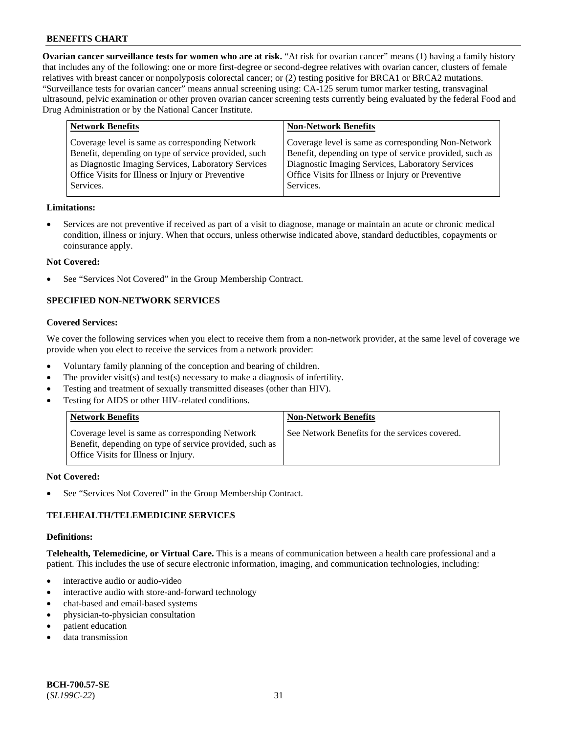**Ovarian cancer surveillance tests for women who are at risk.** "At risk for ovarian cancer" means (1) having a family history that includes any of the following: one or more first-degree or second-degree relatives with ovarian cancer, clusters of female relatives with breast cancer or nonpolyposis colorectal cancer; or (2) testing positive for BRCA1 or BRCA2 mutations. "Surveillance tests for ovarian cancer" means annual screening using: CA-125 serum tumor marker testing, transvaginal ultrasound, pelvic examination or other proven ovarian cancer screening tests currently being evaluated by the federal Food and Drug Administration or by the National Cancer Institute.

| Network Benefits | Non-Network Benefits |
|---|---|
| Coverage level is same as corresponding Network Benefit, depending on type of service provided, such as Diagnostic Imaging Services, Laboratory Services Office Visits for Illness or Injury or Preventive Services. | Coverage level is same as corresponding Non-Network Benefit, depending on type of service provided, such as Diagnostic Imaging Services, Laboratory Services Office Visits for Illness or Injury or Preventive Services. |

**Limitations:**

- Services are not preventive if received as part of a visit to diagnose, manage or maintain an acute or chronic medical condition, illness or injury. When that occurs, unless otherwise indicated above, standard deductibles, copayments or coinsurance apply.

**Not Covered:**

- See "Services Not Covered" in the Group Membership Contract.

### SPECIFIED NON-NETWORK SERVICES

**Covered Services:**

We cover the following services when you elect to receive them from a non-network provider, at the same level of coverage we provide when you elect to receive the services from a network provider:

- Voluntary family planning of the conception and bearing of children.
- The provider visit(s) and test(s) necessary to make a diagnosis of infertility.
- Testing and treatment of sexually transmitted diseases (other than HIV).
- Testing for AIDS or other HIV-related conditions.

| Network Benefits | Non-Network Benefits |
|---|---|
| Coverage level is same as corresponding Network Benefit, depending on type of service provided, such as Office Visits for Illness or Injury. | See Network Benefits for the services covered. |

**Not Covered:**

- See "Services Not Covered" in the Group Membership Contract.

### TELEHEALTH/TELEMEDICINE SERVICES

**Definitions:**

**Telehealth, Telemedicine, or Virtual Care.** This is a means of communication between a health care professional and a patient. This includes the use of secure electronic information, imaging, and communication technologies, including:

- interactive audio or audio-video
- interactive audio with store-and-forward technology
- chat-based and email-based systems
- physician-to-physician consultation
- patient education
- data transmission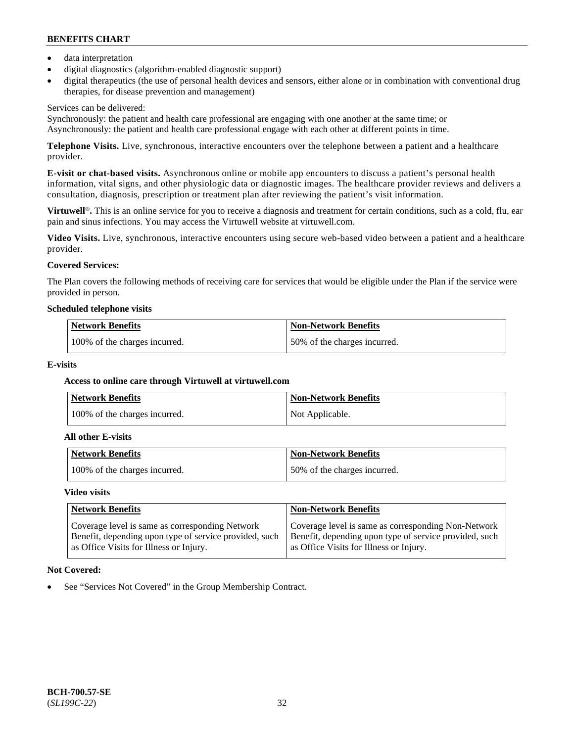- data interpretation
- digital diagnostics (algorithm-enabled diagnostic support)
- digital therapeutics (the use of personal health devices and sensors, either alone or in combination with conventional drug therapies, for disease prevention and management)

Services can be delivered:
Synchronously: the patient and health care professional are engaging with one another at the same time; or
Asynchronously: the patient and health care professional engage with each other at different points in time.

**Telephone Visits.** Live, synchronous, interactive encounters over the telephone between a patient and a healthcare provider.

**E-visit or chat-based visits.** Asynchronous online or mobile app encounters to discuss a patient's personal health information, vital signs, and other physiologic data or diagnostic images. The healthcare provider reviews and delivers a consultation, diagnosis, prescription or treatment plan after reviewing the patient's visit information.

**Virtuwell®.** This is an online service for you to receive a diagnosis and treatment for certain conditions, such as a cold, flu, ear pain and sinus infections. You may access the Virtuwell website at virtuwell.com.

**Video Visits.** Live, synchronous, interactive encounters using secure web-based video between a patient and a healthcare provider.

**Covered Services:**

The Plan covers the following methods of receiving care for services that would be eligible under the Plan if the service were provided in person.

**Scheduled telephone visits**

| Network Benefits | Non-Network Benefits |
|---|---|
| 100% of the charges incurred. | 50% of the charges incurred. |

**E-visits**

**Access to online care through Virtuwell at virtuwell.com**

| Network Benefits | Non-Network Benefits |
|---|---|
| 100% of the charges incurred. | Not Applicable. |

**All other E-visits**

| Network Benefits | Non-Network Benefits |
|---|---|
| 100% of the charges incurred. | 50% of the charges incurred. |

**Video visits**

| Network Benefits | Non-Network Benefits |
|---|---|
| Coverage level is same as corresponding Network Benefit, depending upon type of service provided, such as Office Visits for Illness or Injury. | Coverage level is same as corresponding Non-Network Benefit, depending upon type of service provided, such as Office Visits for Illness or Injury. |

**Not Covered:**

- See "Services Not Covered" in the Group Membership Contract.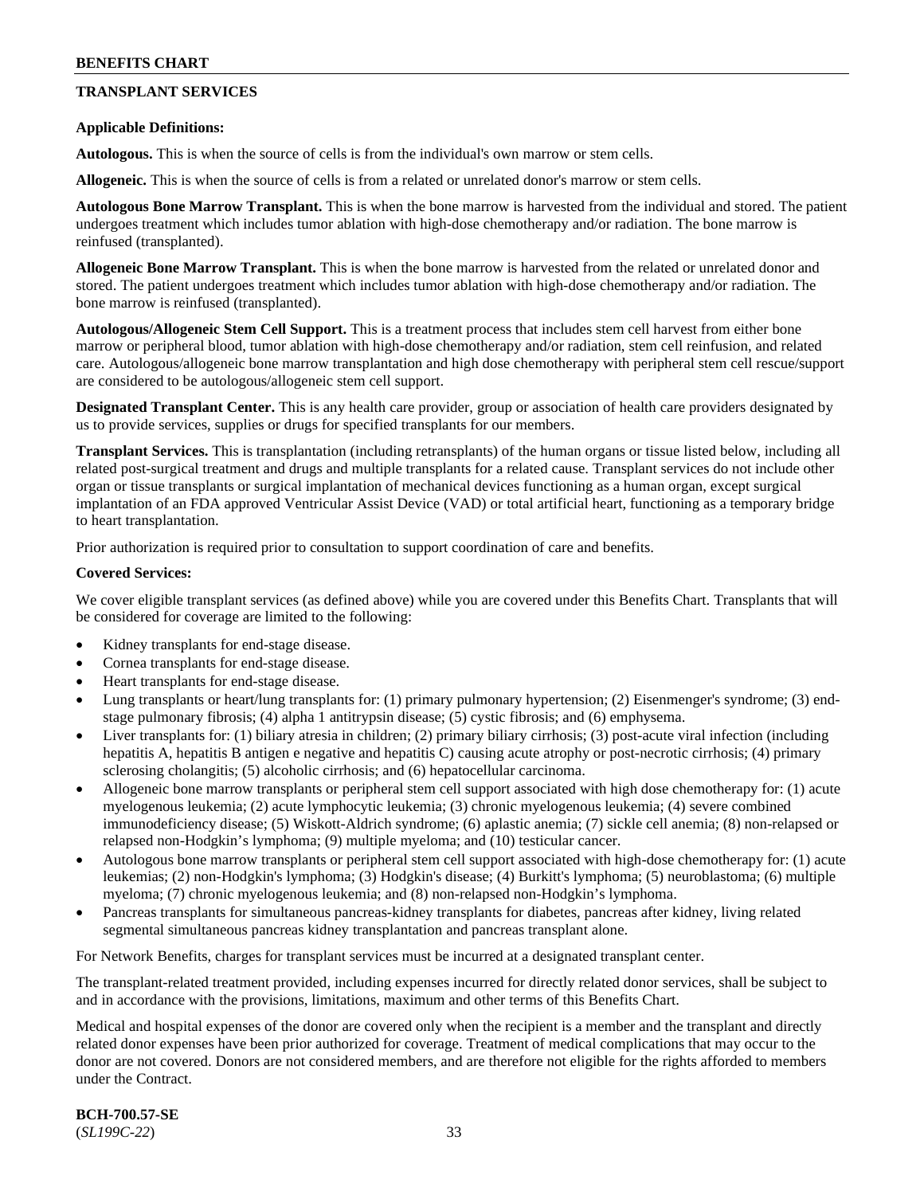## TRANSPLANT SERVICES

**Applicable Definitions:**

**Autologous.** This is when the source of cells is from the individual's own marrow or stem cells.

**Allogeneic.** This is when the source of cells is from a related or unrelated donor's marrow or stem cells.

**Autologous Bone Marrow Transplant.** This is when the bone marrow is harvested from the individual and stored. The patient undergoes treatment which includes tumor ablation with high-dose chemotherapy and/or radiation. The bone marrow is reinfused (transplanted).

**Allogeneic Bone Marrow Transplant.** This is when the bone marrow is harvested from the related or unrelated donor and stored. The patient undergoes treatment which includes tumor ablation with high-dose chemotherapy and/or radiation. The bone marrow is reinfused (transplanted).

**Autologous/Allogeneic Stem Cell Support.** This is a treatment process that includes stem cell harvest from either bone marrow or peripheral blood, tumor ablation with high-dose chemotherapy and/or radiation, stem cell reinfusion, and related care. Autologous/allogeneic bone marrow transplantation and high dose chemotherapy with peripheral stem cell rescue/support are considered to be autologous/allogeneic stem cell support.

**Designated Transplant Center.** This is any health care provider, group or association of health care providers designated by us to provide services, supplies or drugs for specified transplants for our members.

**Transplant Services.** This is transplantation (including retransplants) of the human organs or tissue listed below, including all related post-surgical treatment and drugs and multiple transplants for a related cause. Transplant services do not include other organ or tissue transplants or surgical implantation of mechanical devices functioning as a human organ, except surgical implantation of an FDA approved Ventricular Assist Device (VAD) or total artificial heart, functioning as a temporary bridge to heart transplantation.

Prior authorization is required prior to consultation to support coordination of care and benefits.

**Covered Services:**

We cover eligible transplant services (as defined above) while you are covered under this Benefits Chart. Transplants that will be considered for coverage are limited to the following:

- Kidney transplants for end-stage disease.
- Cornea transplants for end-stage disease.
- Heart transplants for end-stage disease.
- Lung transplants or heart/lung transplants for: (1) primary pulmonary hypertension; (2) Eisenmenger's syndrome; (3) end-stage pulmonary fibrosis; (4) alpha 1 antitrypsin disease; (5) cystic fibrosis; and (6) emphysema.
- Liver transplants for: (1) biliary atresia in children; (2) primary biliary cirrhosis; (3) post-acute viral infection (including hepatitis A, hepatitis B antigen e negative and hepatitis C) causing acute atrophy or post-necrotic cirrhosis; (4) primary sclerosing cholangitis; (5) alcoholic cirrhosis; and (6) hepatocellular carcinoma.
- Allogeneic bone marrow transplants or peripheral stem cell support associated with high dose chemotherapy for: (1) acute myelogenous leukemia; (2) acute lymphocytic leukemia; (3) chronic myelogenous leukemia; (4) severe combined immunodeficiency disease; (5) Wiskott-Aldrich syndrome; (6) aplastic anemia; (7) sickle cell anemia; (8) non-relapsed or relapsed non-Hodgkin's lymphoma; (9) multiple myeloma; and (10) testicular cancer.
- Autologous bone marrow transplants or peripheral stem cell support associated with high-dose chemotherapy for: (1) acute leukemias; (2) non-Hodgkin's lymphoma; (3) Hodgkin's disease; (4) Burkitt's lymphoma; (5) neuroblastoma; (6) multiple myeloma; (7) chronic myelogenous leukemia; and (8) non-relapsed non-Hodgkin's lymphoma.
- Pancreas transplants for simultaneous pancreas-kidney transplants for diabetes, pancreas after kidney, living related segmental simultaneous pancreas kidney transplantation and pancreas transplant alone.

For Network Benefits, charges for transplant services must be incurred at a designated transplant center.

The transplant-related treatment provided, including expenses incurred for directly related donor services, shall be subject to and in accordance with the provisions, limitations, maximum and other terms of this Benefits Chart.

Medical and hospital expenses of the donor are covered only when the recipient is a member and the transplant and directly related donor expenses have been prior authorized for coverage. Treatment of medical complications that may occur to the donor are not covered. Donors are not considered members, and are therefore not eligible for the rights afforded to members under the Contract.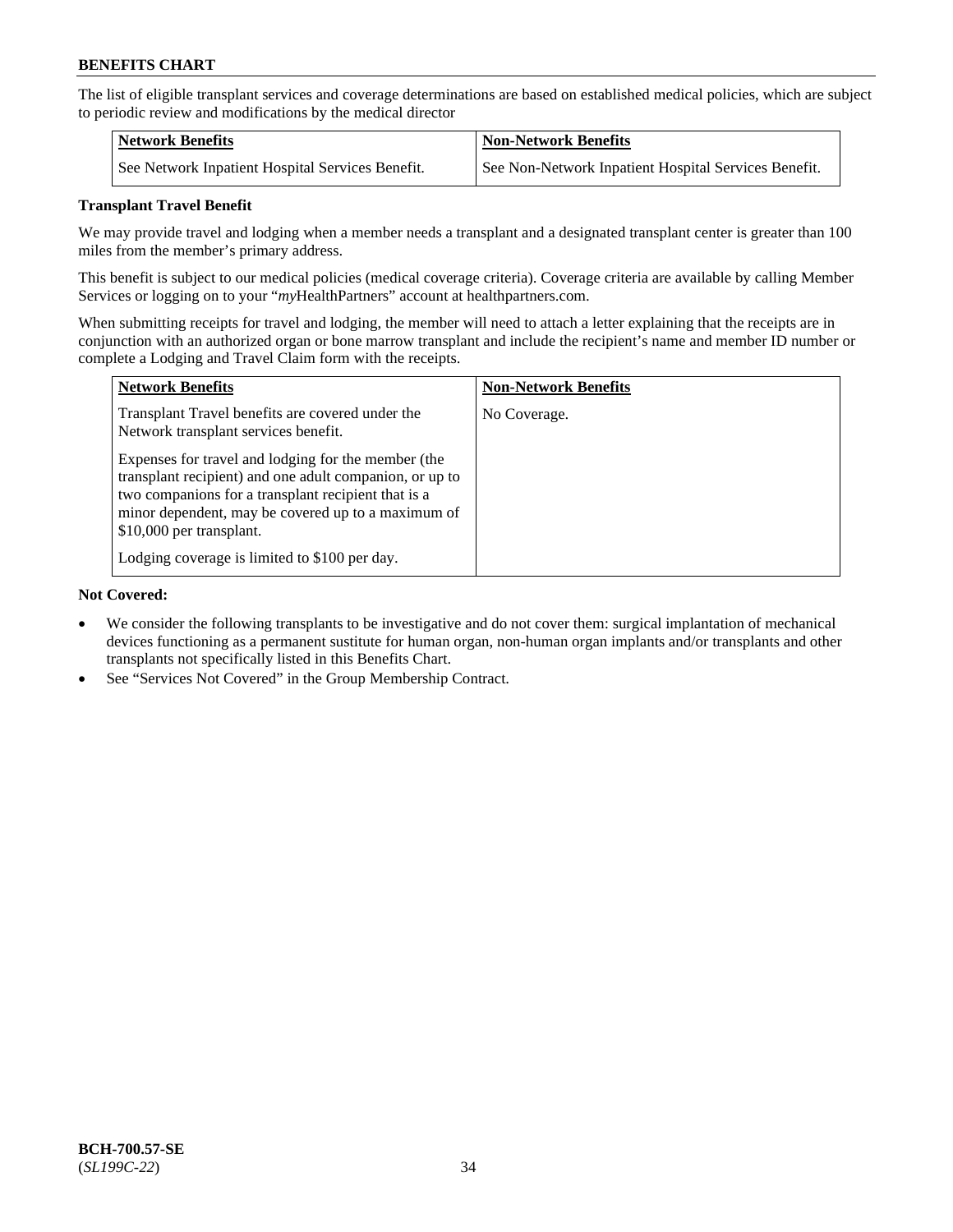The list of eligible transplant services and coverage determinations are based on established medical policies, which are subject to periodic review and modifications by the medical director

| Network Benefits | Non-Network Benefits |
|---|---|
| See Network Inpatient Hospital Services Benefit. | See Non-Network Inpatient Hospital Services Benefit. |

**Transplant Travel Benefit**

We may provide travel and lodging when a member needs a transplant and a designated transplant center is greater than 100 miles from the member's primary address.

This benefit is subject to our medical policies (medical coverage criteria). Coverage criteria are available by calling Member Services or logging on to your "*my*HealthPartners" account at healthpartners.com.

When submitting receipts for travel and lodging, the member will need to attach a letter explaining that the receipts are in conjunction with an authorized organ or bone marrow transplant and include the recipient's name and member ID number or complete a Lodging and Travel Claim form with the receipts.

| Network Benefits | Non-Network Benefits |
|---|---|
| Transplant Travel benefits are covered under the Network transplant services benefit.<br><br>Expenses for travel and lodging for the member (the transplant recipient) and one adult companion, or up to two companions for a transplant recipient that is a minor dependent, may be covered up to a maximum of $10,000 per transplant.<br><br>Lodging coverage is limited to $100 per day. | No Coverage. |

**Not Covered:**

- We consider the following transplants to be investigative and do not cover them: surgical implantation of mechanical devices functioning as a permanent sustitute for human organ, non-human organ implants and/or transplants and other transplants not specifically listed in this Benefits Chart.
- See "Services Not Covered" in the Group Membership Contract.